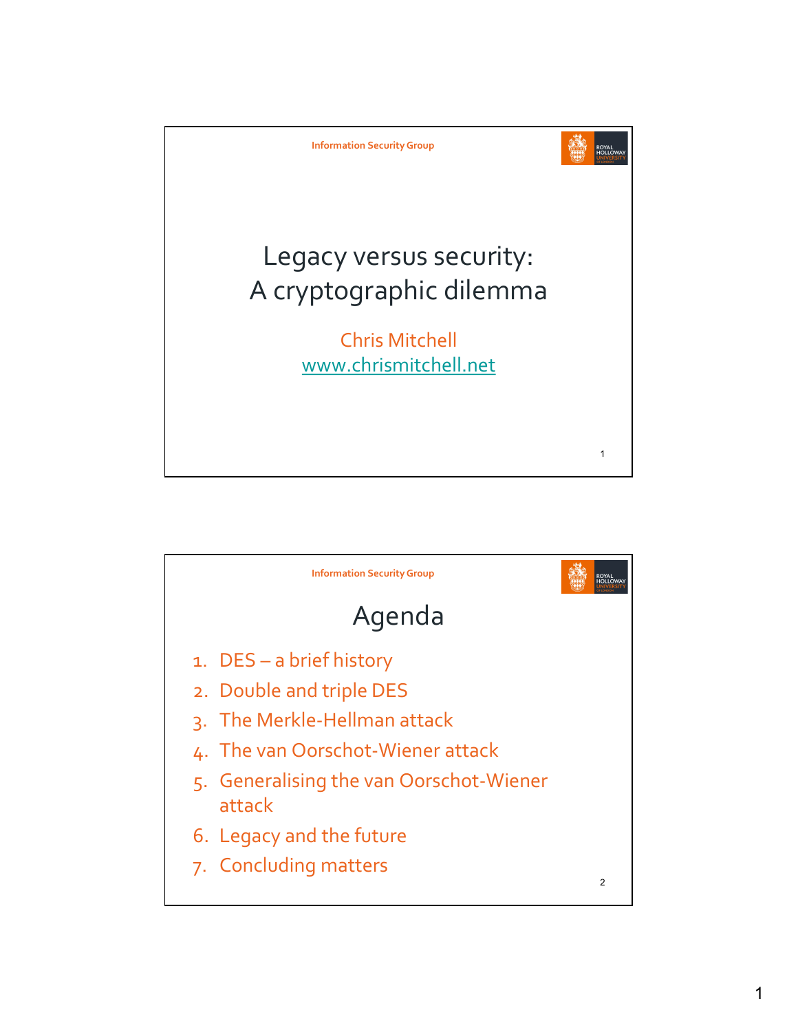# Legacy versus security: A cryptographic dilemma

Chris Mitchell
www.chrismitchell.net

## Agenda

1. DES – a brief history
2. Double and triple DES
3. The Merkle-Hellman attack
4. The van Oorschot-Wiener attack
5. Generalising the van Oorschot-Wiener attack
6. Legacy and the future
7. Concluding matters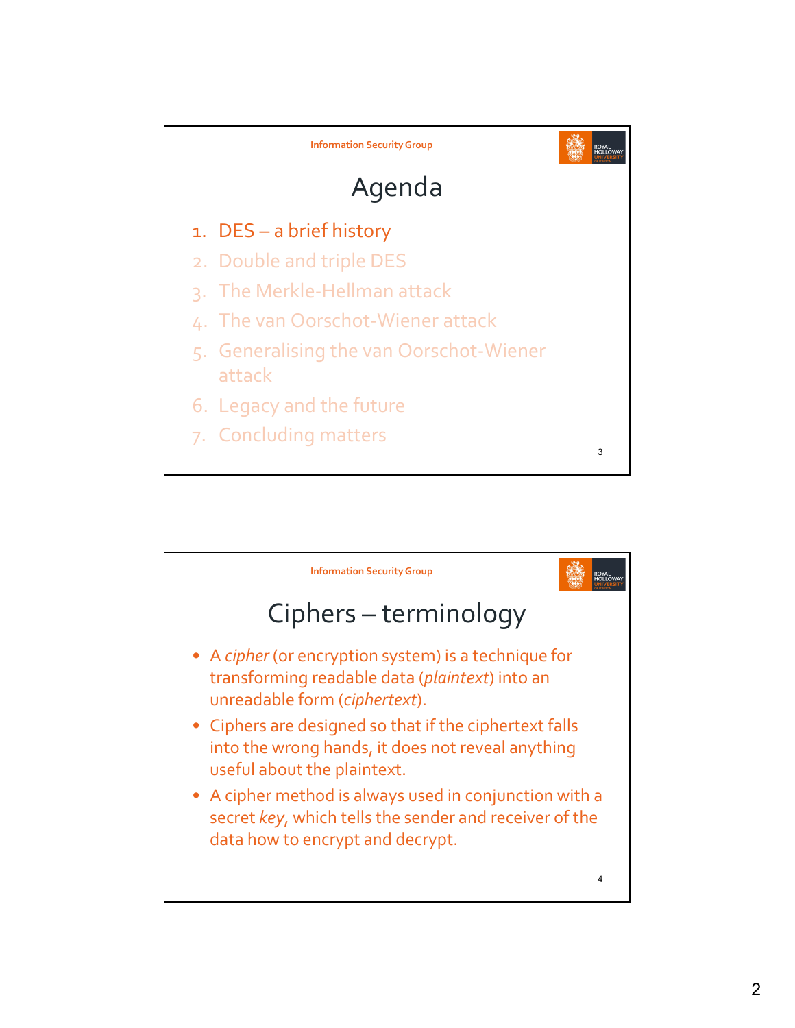## Agenda

1. DES – a brief history
2. Double and triple DES
3. The Merkle-Hellman attack
4. The van Oorschot-Wiener attack
5. Generalising the van Oorschot-Wiener attack
6. Legacy and the future
7. Concluding matters

## Ciphers – terminology

- A *cipher* (or encryption system) is a technique for transforming readable data (*plaintext*) into an unreadable form (*ciphertext*).
- Ciphers are designed so that if the ciphertext falls into the wrong hands, it does not reveal anything useful about the plaintext.
- A cipher method is always used in conjunction with a secret *key*, which tells the sender and receiver of the data how to encrypt and decrypt.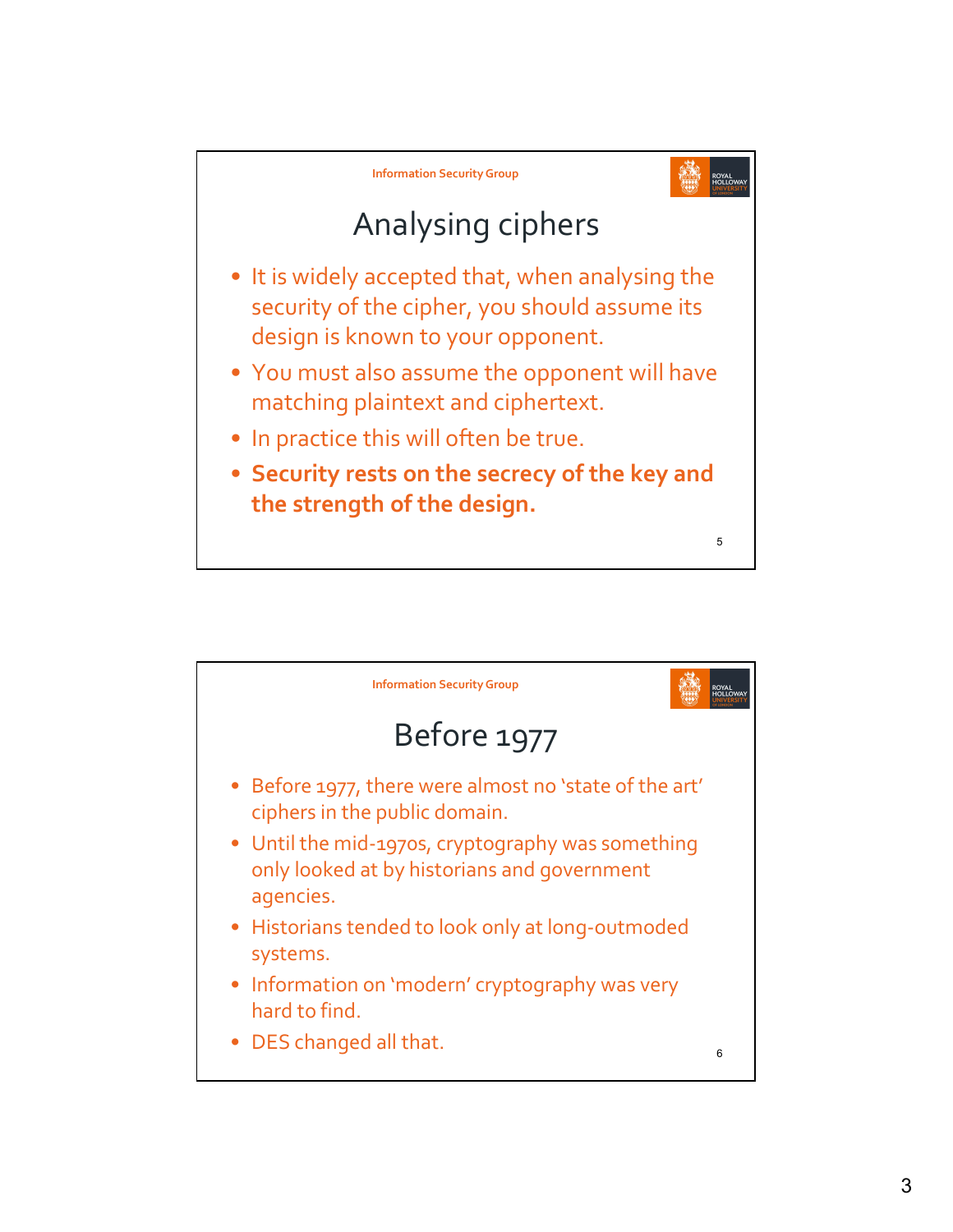# Analysing ciphers

- It is widely accepted that, when analysing the security of the cipher, you should assume its design is known to your opponent.
- You must also assume the opponent will have matching plaintext and ciphertext.
- In practice this will often be true.
- **Security rests on the secrecy of the key and the strength of the design.**

# Before 1977

- Before 1977, there were almost no 'state of the art' ciphers in the public domain.
- Until the mid-1970s, cryptography was something only looked at by historians and government agencies.
- Historians tended to look only at long-outmoded systems.
- Information on 'modern' cryptography was very hard to find.
- DES changed all that.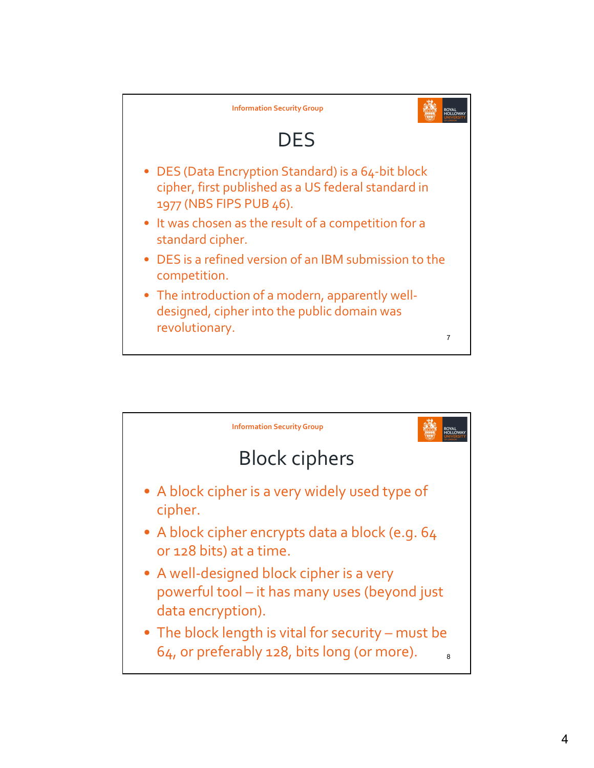# DES

- DES (Data Encryption Standard) is a 64-bit block cipher, first published as a US federal standard in 1977 (NBS FIPS PUB 46).
- It was chosen as the result of a competition for a standard cipher.
- DES is a refined version of an IBM submission to the competition.
- The introduction of a modern, apparently well-designed, cipher into the public domain was revolutionary.

# Block ciphers

- A block cipher is a very widely used type of cipher.
- A block cipher encrypts data a block (e.g. 64 or 128 bits) at a time.
- A well-designed block cipher is a very powerful tool – it has many uses (beyond just data encryption).
- The block length is vital for security – must be 64, or preferably 128, bits long (or more).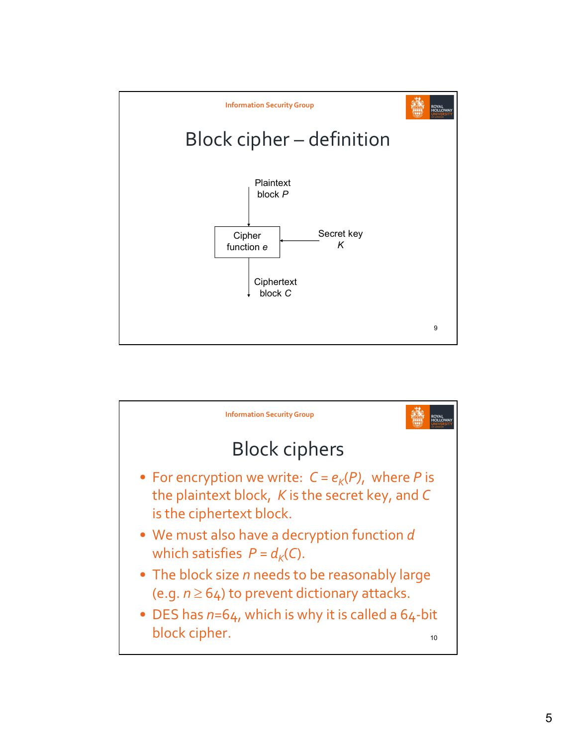## Block cipher – definition

Plaintext block $P$

Cipher function $e$

Secret key $K$

Ciphertext block $C$

## Block ciphers

- For encryption we write: $C = e_K(P)$, where $P$ is the plaintext block, $K$ is the secret key, and $C$ is the ciphertext block.
- We must also have a decryption function $d$ which satisfies $P = d_K(C)$.
- The block size $n$ needs to be reasonably large (e.g. $n \geq 64$) to prevent dictionary attacks.
- DES has $n$=64, which is why it is called a 64-bit block cipher.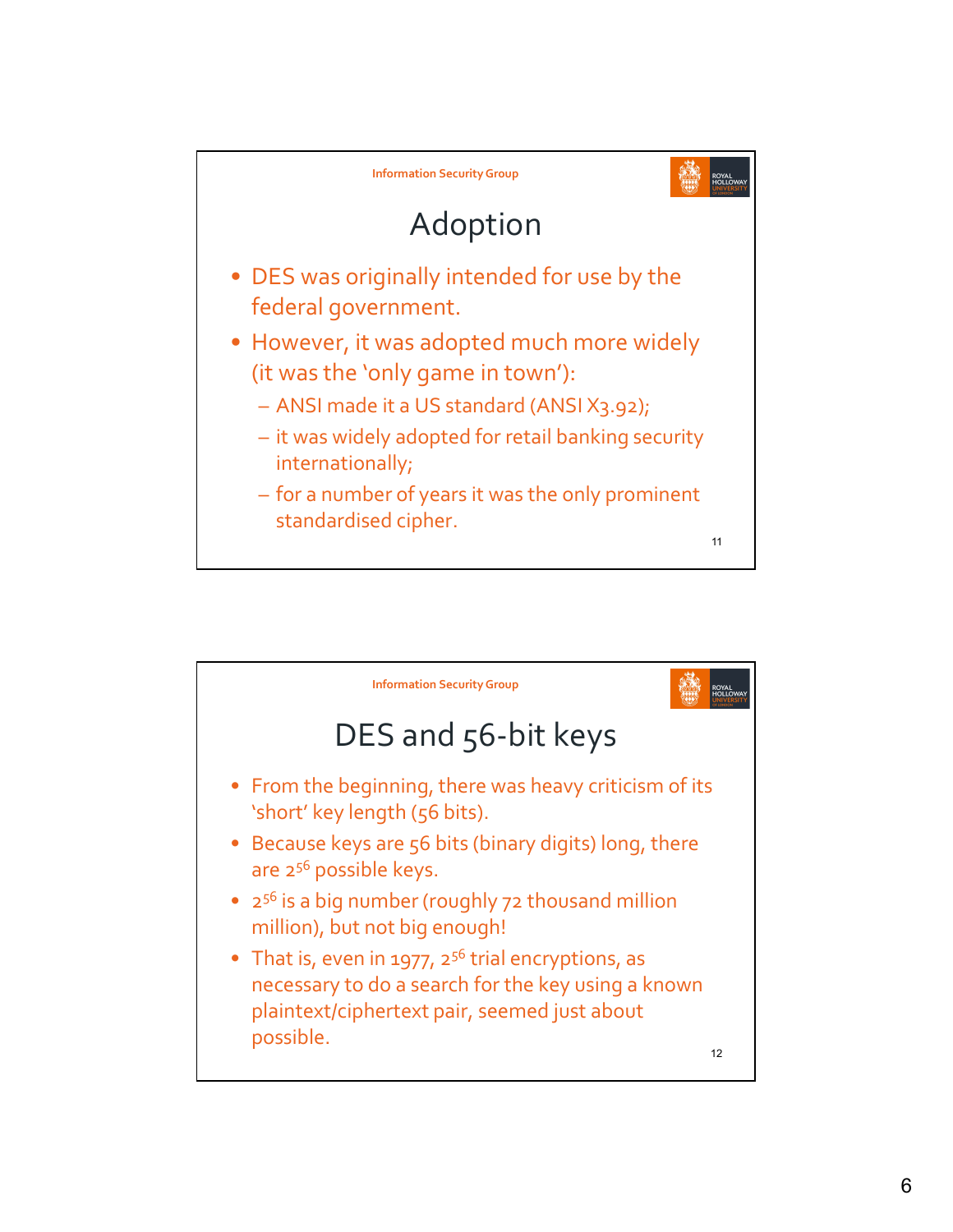## Adoption

- DES was originally intended for use by the federal government.
- However, it was adopted much more widely (it was the 'only game in town'):
  - ANSI made it a US standard (ANSI X3.92);
  - it was widely adopted for retail banking security internationally;
  - for a number of years it was the only prominent standardised cipher.

## DES and 56-bit keys

- From the beginning, there was heavy criticism of its 'short' key length (56 bits).
- Because keys are 56 bits (binary digits) long, there are $2^{56}$ possible keys.
- $2^{56}$ is a big number (roughly 72 thousand million million), but not big enough!
- That is, even in 1977, $2^{56}$ trial encryptions, as necessary to do a search for the key using a known plaintext/ciphertext pair, seemed just about possible.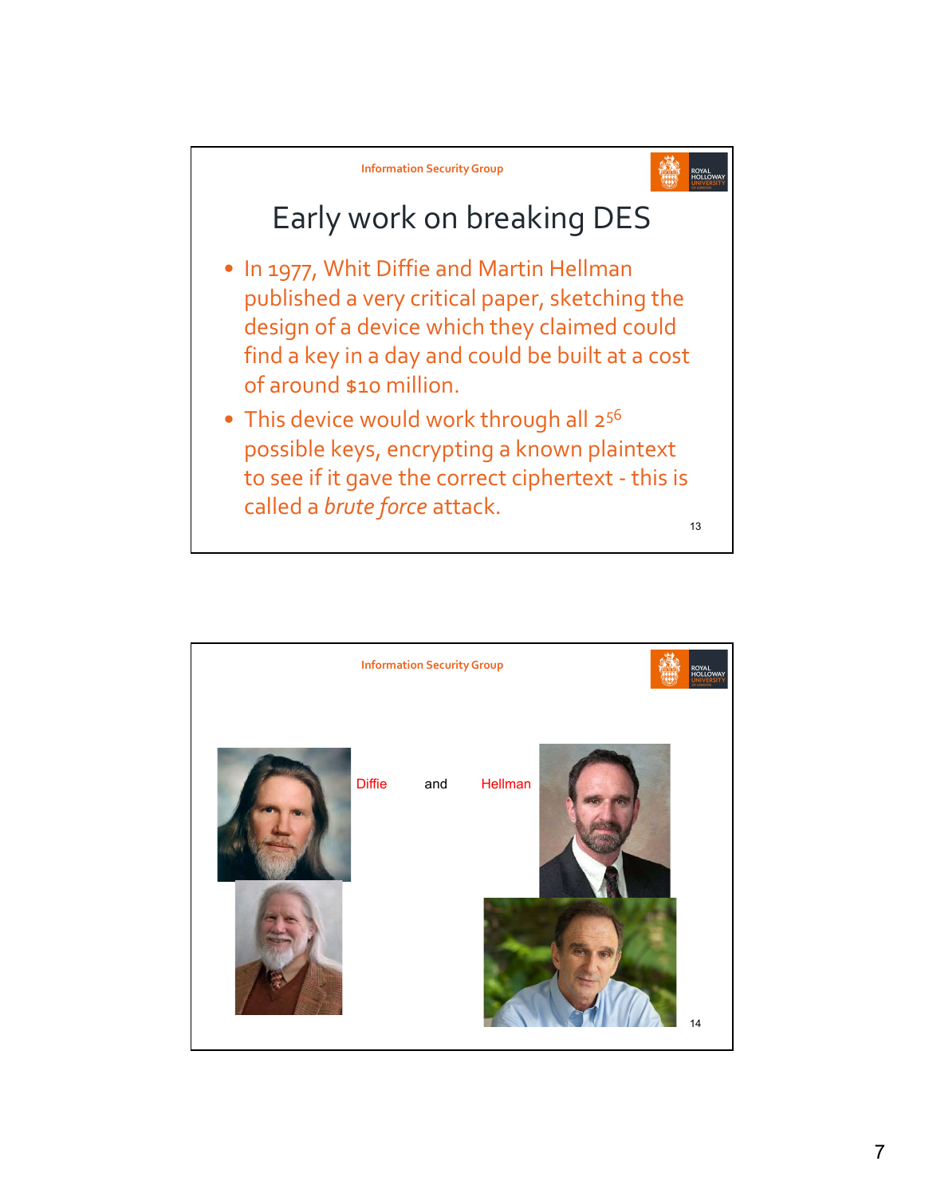## Early work on breaking DES

- In 1977, Whit Diffie and Martin Hellman published a very critical paper, sketching the design of a device which they claimed could find a key in a day and could be built at a cost of around $10 million.
- This device would work through all $2^{56}$ possible keys, encrypting a known plaintext to see if it gave the correct ciphertext - this is called a *brute force* attack.

Diffie and Hellman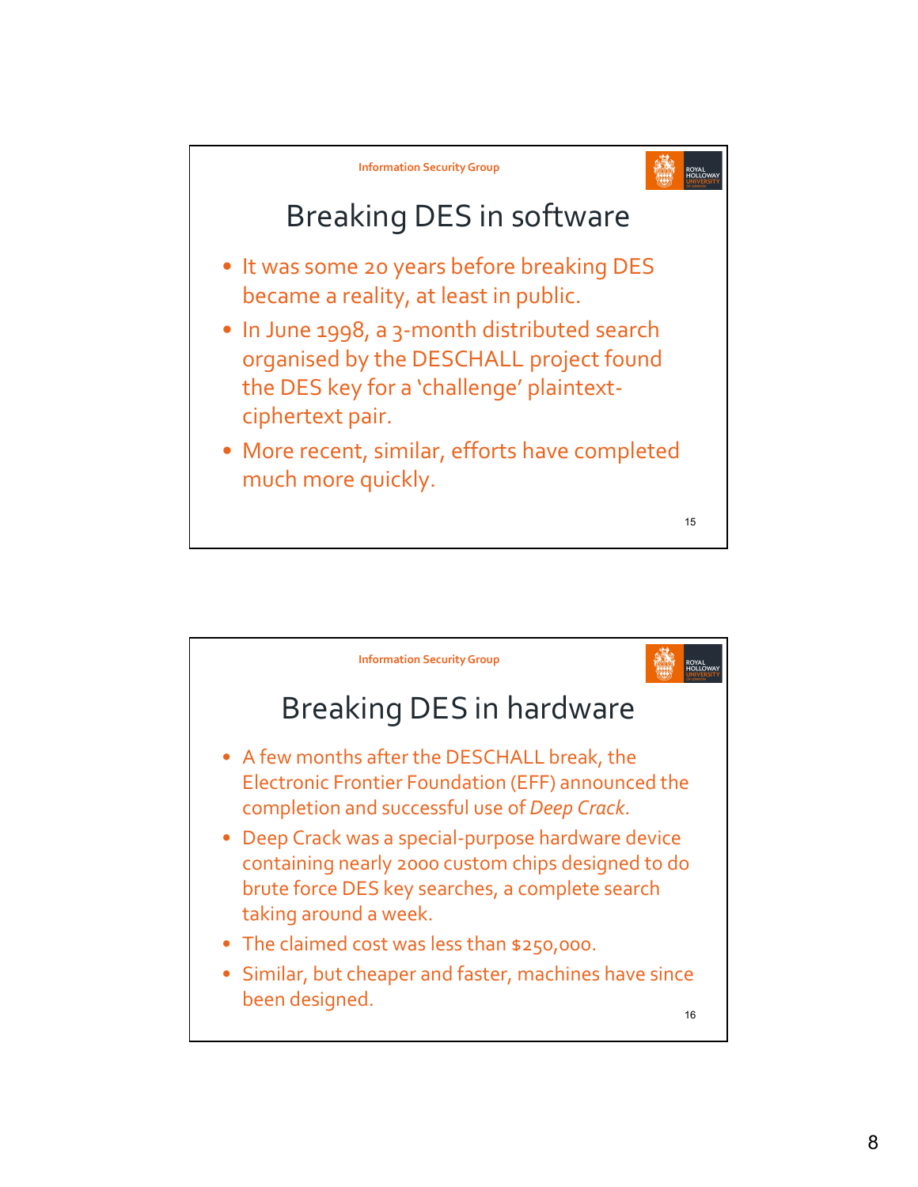## Breaking DES in software

- It was some 20 years before breaking DES became a reality, at least in public.
- In June 1998, a 3-month distributed search organised by the DESCHALL project found the DES key for a 'challenge' plaintext-ciphertext pair.
- More recent, similar, efforts have completed much more quickly.

## Breaking DES in hardware

- A few months after the DESCHALL break, the Electronic Frontier Foundation (EFF) announced the completion and successful use of *Deep Crack*.
- Deep Crack was a special-purpose hardware device containing nearly 2000 custom chips designed to do brute force DES key searches, a complete search taking around a week.
- The claimed cost was less than $250,000.
- Similar, but cheaper and faster, machines have since been designed.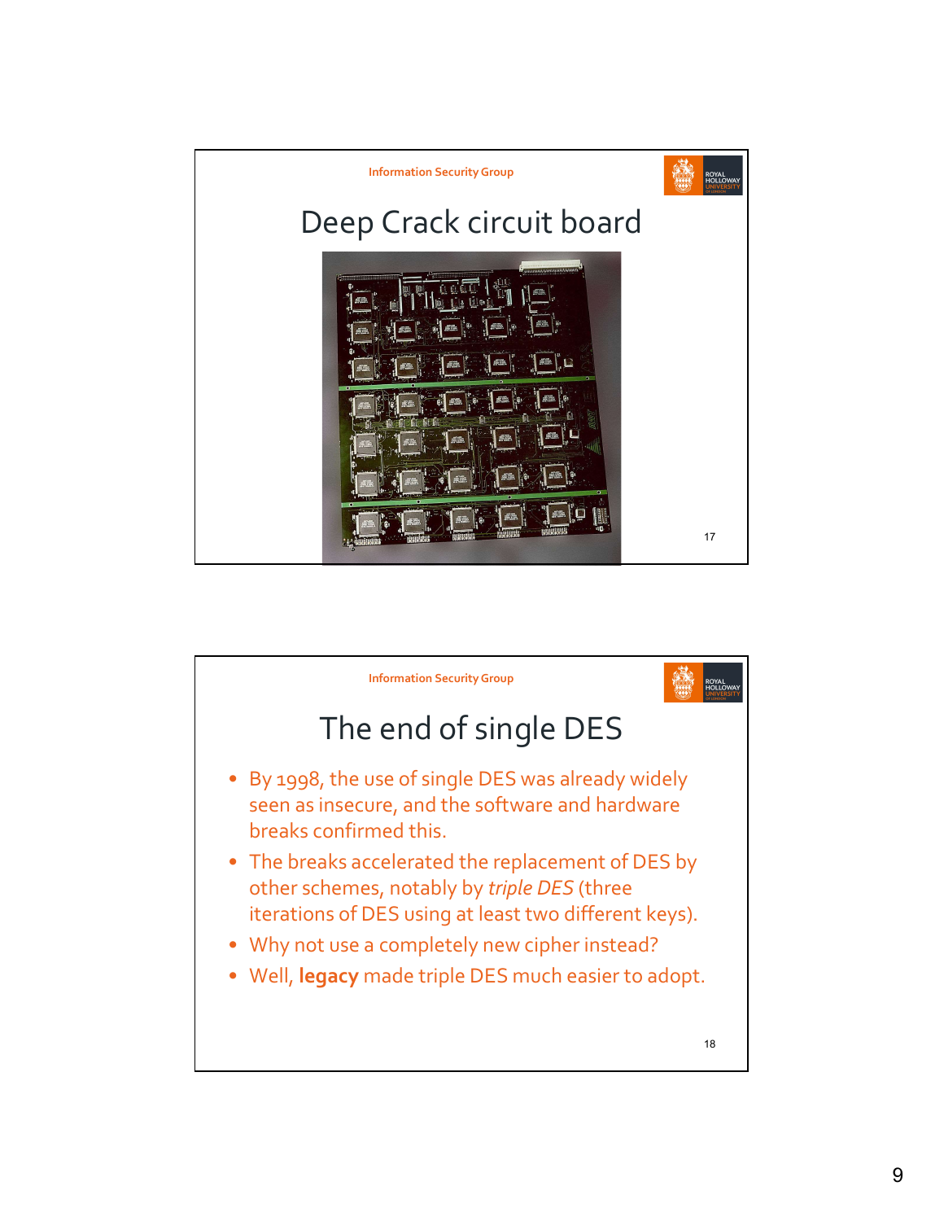## Deep Crack circuit board

## The end of single DES

- By 1998, the use of single DES was already widely seen as insecure, and the software and hardware breaks confirmed this.
- The breaks accelerated the replacement of DES by other schemes, notably by *triple DES* (three iterations of DES using at least two different keys).
- Why not use a completely new cipher instead?
- Well, **legacy** made triple DES much easier to adopt.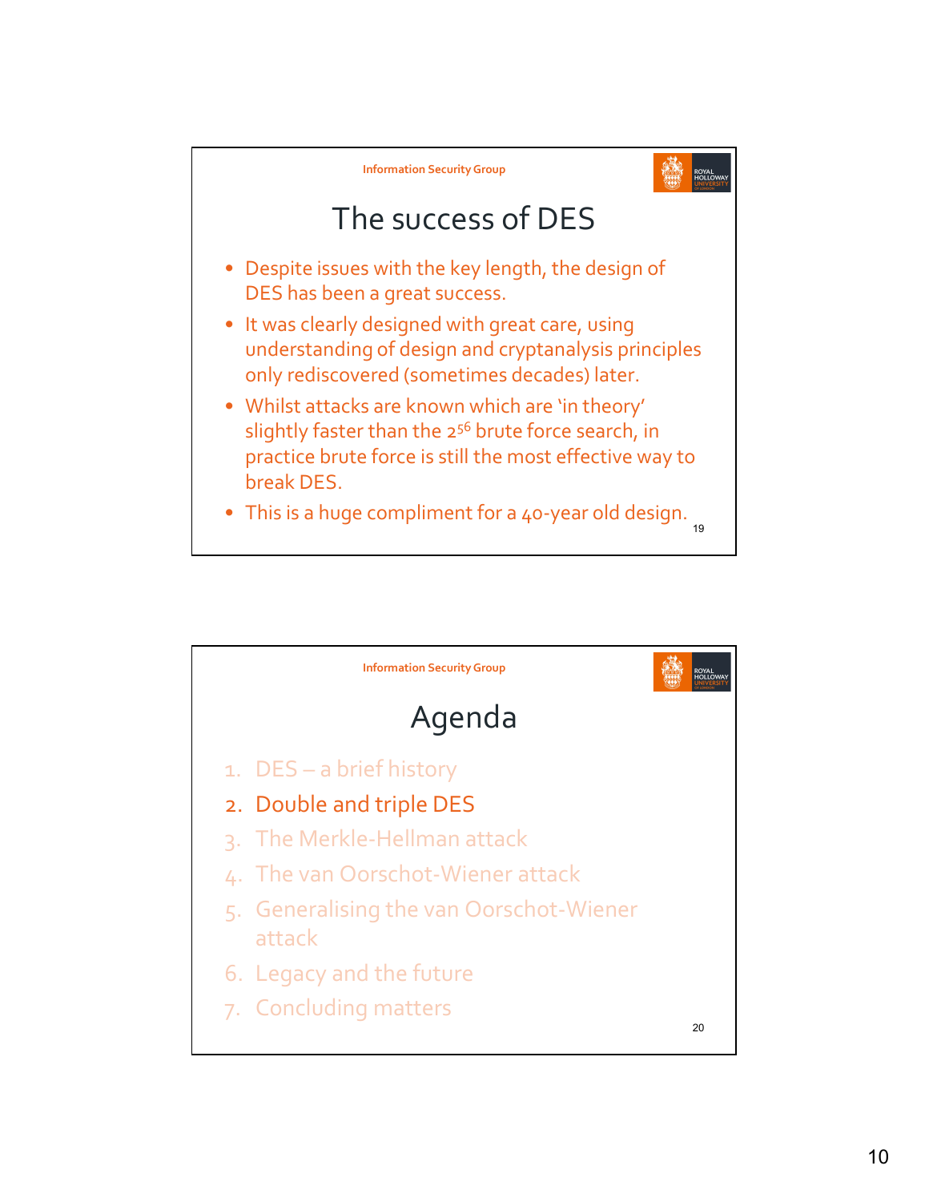## The success of DES

- Despite issues with the key length, the design of DES has been a great success.
- It was clearly designed with great care, using understanding of design and cryptanalysis principles only rediscovered (sometimes decades) later.
- Whilst attacks are known which are ‘in theory’ slightly faster than the $2^{56}$ brute force search, in practice brute force is still the most effective way to break DES.
- This is a huge compliment for a 40-year old design.

## Agenda

1. DES – a brief history
2. Double and triple DES
3. The Merkle-Hellman attack
4. The van Oorschot-Wiener attack
5. Generalising the van Oorschot-Wiener attack
6. Legacy and the future
7. Concluding matters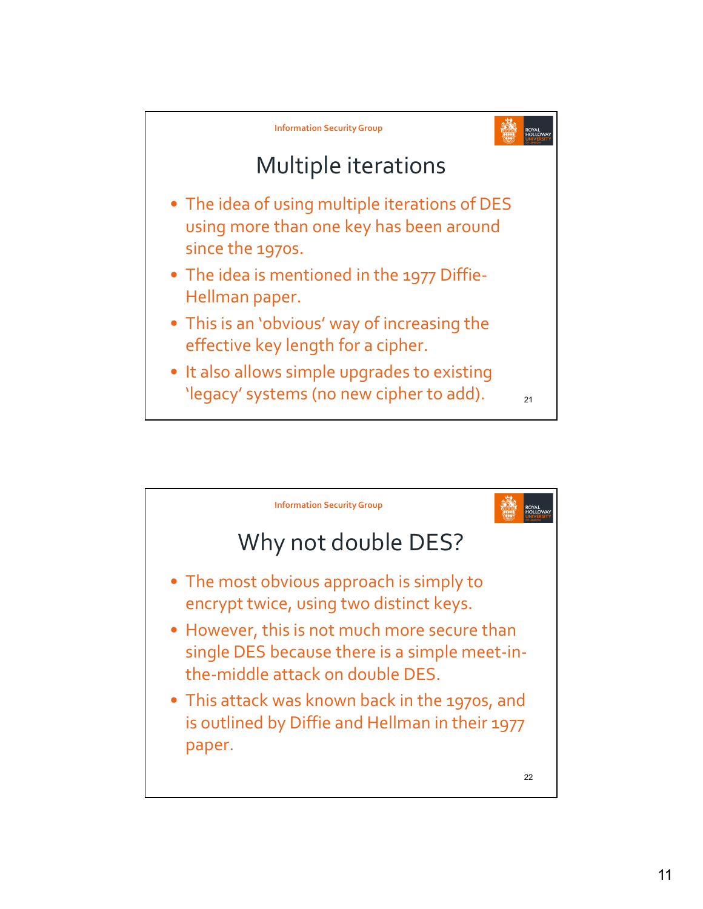## Multiple iterations

- The idea of using multiple iterations of DES using more than one key has been around since the 1970s.
- The idea is mentioned in the 1977 Diffie-Hellman paper.
- This is an 'obvious' way of increasing the effective key length for a cipher.
- It also allows simple upgrades to existing 'legacy' systems (no new cipher to add).

## Why not double DES?

- The most obvious approach is simply to encrypt twice, using two distinct keys.
- However, this is not much more secure than single DES because there is a simple meet-in-the-middle attack on double DES.
- This attack was known back in the 1970s, and is outlined by Diffie and Hellman in their 1977 paper.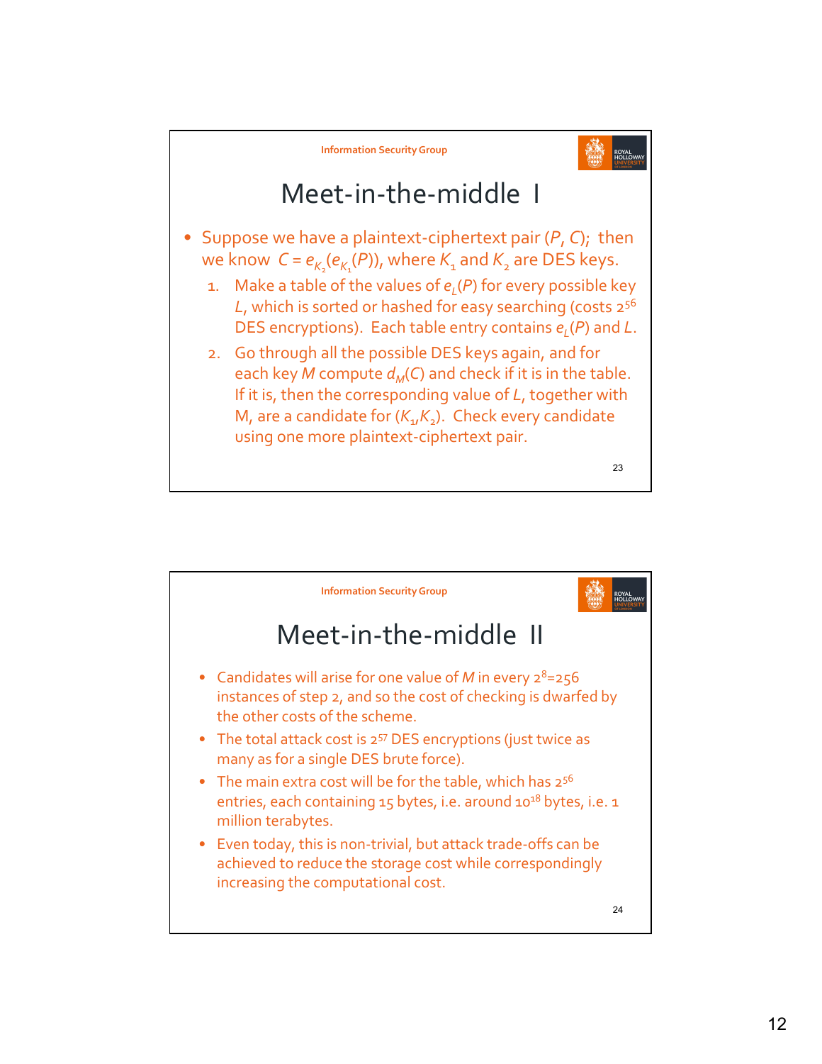## Meet-in-the-middle I

- Suppose we have a plaintext-ciphertext pair ($P$, $C$); then we know $C = e_{K_2}(e_{K_1}(P))$, where $K_1$ and $K_2$ are DES keys.
  1. Make a table of the values of $e_L(P)$ for every possible key $L$, which is sorted or hashed for easy searching (costs $2^{56}$ DES encryptions). Each table entry contains $e_L(P)$ and $L$.
  2. Go through all the possible DES keys again, and for each key $M$ compute $d_M(C)$ and check if it is in the table. If it is, then the corresponding value of $L$, together with M, are a candidate for ($K_1$,$K_2$). Check every candidate using one more plaintext-ciphertext pair.

## Meet-in-the-middle II

- Candidates will arise for one value of $M$ in every $2^8$=256 instances of step 2, and so the cost of checking is dwarfed by the other costs of the scheme.
- The total attack cost is $2^{57}$ DES encryptions (just twice as many as for a single DES brute force).
- The main extra cost will be for the table, which has $2^{56}$ entries, each containing 15 bytes, i.e. around $10^{18}$ bytes, i.e. 1 million terabytes.
- Even today, this is non-trivial, but attack trade-offs can be achieved to reduce the storage cost while correspondingly increasing the computational cost.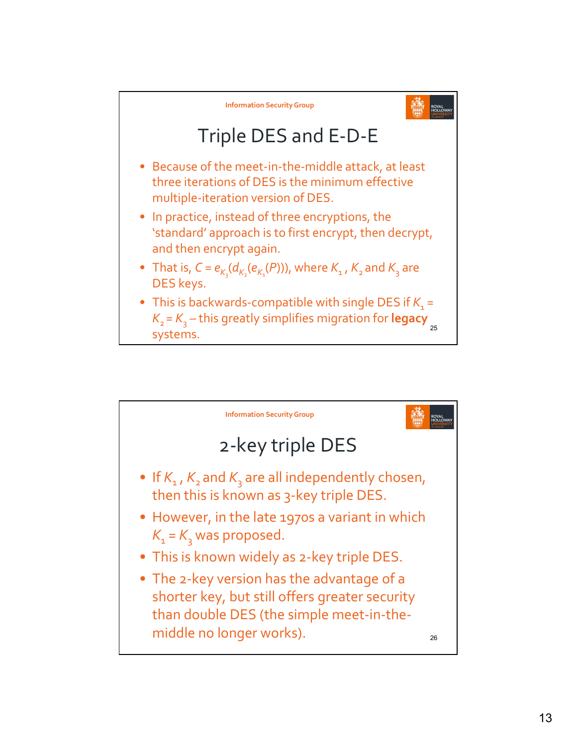## Triple DES and E-D-E

- Because of the meet-in-the-middle attack, at least three iterations of DES is the minimum effective multiple-iteration version of DES.
- In practice, instead of three encryptions, the 'standard' approach is to first encrypt, then decrypt, and then encrypt again.
- That is, $C = e_{K_3}(d_{K_2}(e_{K_1}(P)))$, where $K_1$, $K_2$ and $K_3$ are DES keys.
- This is backwards-compatible with single DES if $K_1 = K_2 = K_3$ – this greatly simplifies migration for **legacy** systems.

## 2-key triple DES

- If $K_1$, $K_2$ and $K_3$ are all independently chosen, then this is known as 3-key triple DES.
- However, in the late 1970s a variant in which $K_1 = K_3$ was proposed.
- This is known widely as 2-key triple DES.
- The 2-key version has the advantage of a shorter key, but still offers greater security than double DES (the simple meet-in-the-middle no longer works).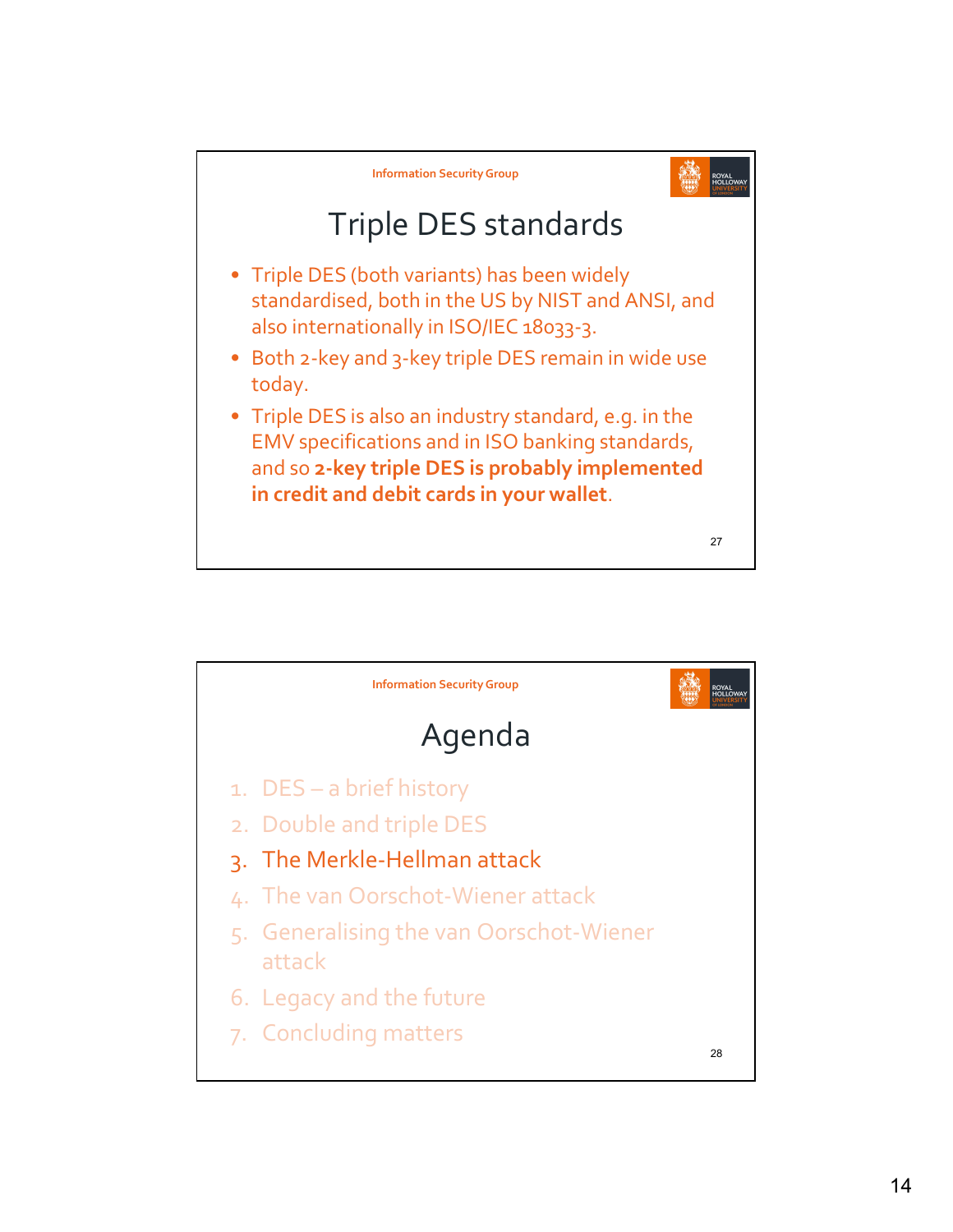## Triple DES standards

- Triple DES (both variants) has been widely standardised, both in the US by NIST and ANSI, and also internationally in ISO/IEC 18033-3.
- Both 2-key and 3-key triple DES remain in wide use today.
- Triple DES is also an industry standard, e.g. in the EMV specifications and in ISO banking standards, and so **2-key triple DES is probably implemented in credit and debit cards in your wallet**.

## Agenda

1. DES – a brief history
2. Double and triple DES
3. The Merkle-Hellman attack
4. The van Oorschot-Wiener attack
5. Generalising the van Oorschot-Wiener attack
6. Legacy and the future
7. Concluding matters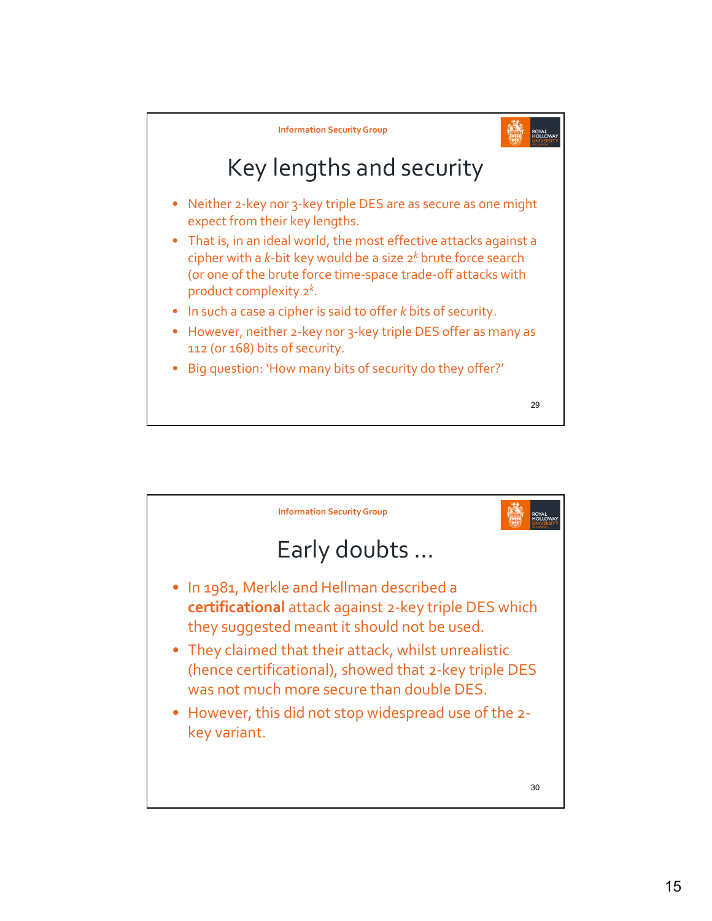## Key lengths and security

- Neither 2-key nor 3-key triple DES are as secure as one might expect from their key lengths.
- That is, in an ideal world, the most effective attacks against a cipher with a $k$-bit key would be a size $2^k$ brute force search (or one of the brute force time-space trade-off attacks with product complexity $2^k$.
- In such a case a cipher is said to offer $k$ bits of security.
- However, neither 2-key nor 3-key triple DES offer as many as 112 (or 168) bits of security.
- Big question: 'How many bits of security do they offer?'

## Early doubts …

- In 1981, Merkle and Hellman described a **certificational** attack against 2-key triple DES which they suggested meant it should not be used.
- They claimed that their attack, whilst unrealistic (hence certificational), showed that 2-key triple DES was not much more secure than double DES.
- However, this did not stop widespread use of the 2-key variant.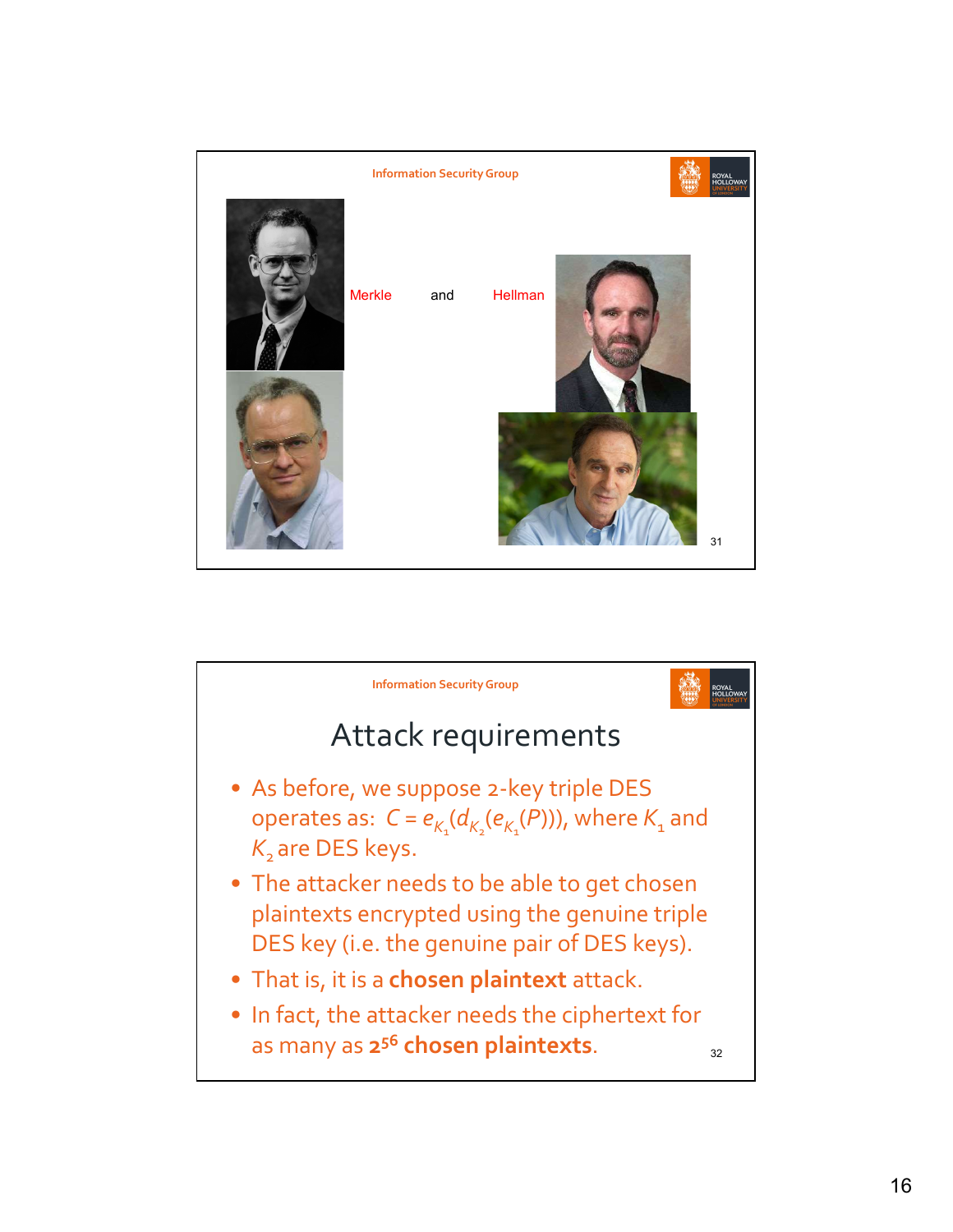Merkle and Hellman

## Attack requirements

- As before, we suppose 2-key triple DES operates as: $C = e_{K_1}(d_{K_2}(e_{K_1}(P)))$, where $K_1$ and $K_2$ are DES keys.
- The attacker needs to be able to get chosen plaintexts encrypted using the genuine triple DES key (i.e. the genuine pair of DES keys).
- That is, it is a **chosen plaintext** attack.
- In fact, the attacker needs the ciphertext for as many as $2^{56}$ **chosen plaintexts**.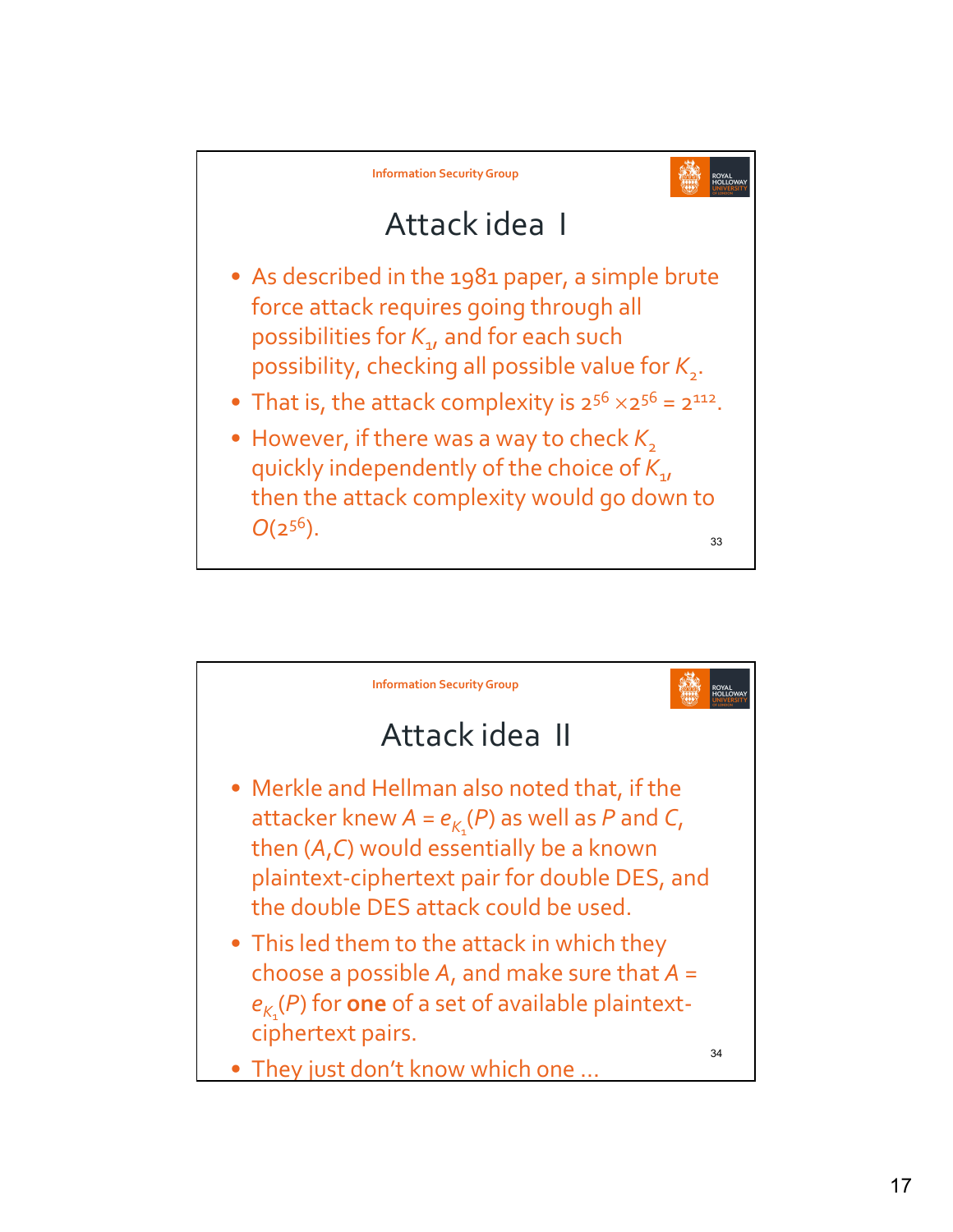# Attack idea I

- As described in the 1981 paper, a simple brute force attack requires going through all possibilities for $K_1$, and for each such possibility, checking all possible value for $K_2$.
- That is, the attack complexity is $2^{56} \times 2^{56} = 2^{112}$.
- However, if there was a way to check $K_2$ quickly independently of the choice of $K_1$, then the attack complexity would go down to $O(2^{56})$.

# Attack idea II

- Merkle and Hellman also noted that, if the attacker knew $A = e_{K_1}(P)$ as well as $P$ and $C$, then $(A,C)$ would essentially be a known plaintext-ciphertext pair for double DES, and the double DES attack could be used.
- This led them to the attack in which they choose a possible $A$, and make sure that $A = e_{K_1}(P)$ for **one** of a set of available plaintext-ciphertext pairs.
- They just don't know which one ...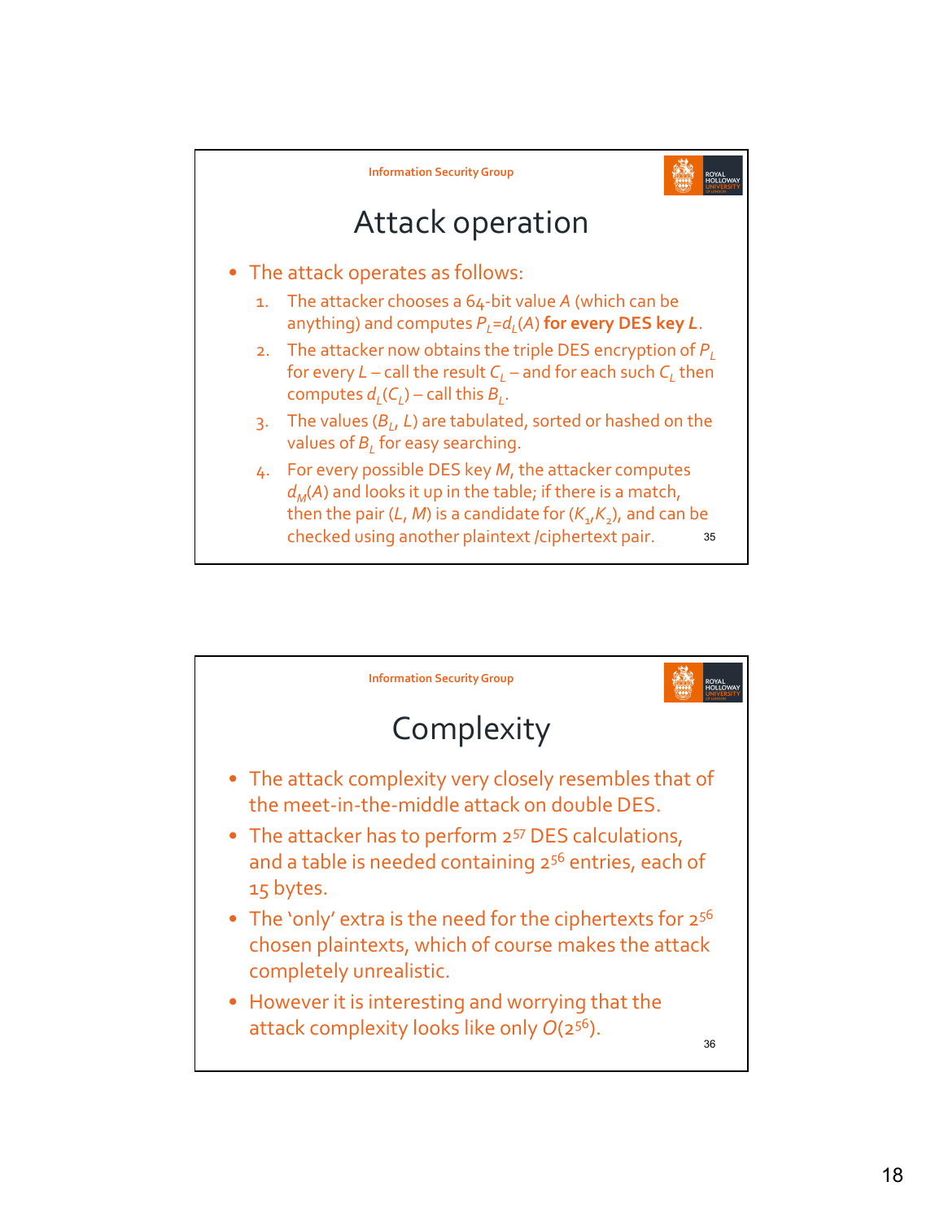## Attack operation

- The attack operates as follows:
  1. The attacker chooses a 64-bit value $A$ (which can be anything) and computes $P_L = d_L(A)$ **for every DES key $L$**.
  2. The attacker now obtains the triple DES encryption of $P_L$ for every $L$ – call the result $C_L$ – and for each such $C_L$ then computes $d_L(C_L)$ – call this $B_L$.
  3. The values $(B_L, L)$ are tabulated, sorted or hashed on the values of $B_L$ for easy searching.
  4. For every possible DES key $M$, the attacker computes $d_M(A)$ and looks it up in the table; if there is a match, then the pair $(L, M)$ is a candidate for $(K_1, K_2)$, and can be checked using another plaintext /ciphertext pair.

## Complexity

- The attack complexity very closely resembles that of the meet-in-the-middle attack on double DES.
- The attacker has to perform $2^{57}$ DES calculations, and a table is needed containing $2^{56}$ entries, each of 15 bytes.
- The 'only' extra is the need for the ciphertexts for $2^{56}$ chosen plaintexts, which of course makes the attack completely unrealistic.
- However it is interesting and worrying that the attack complexity looks like only $O(2^{56})$.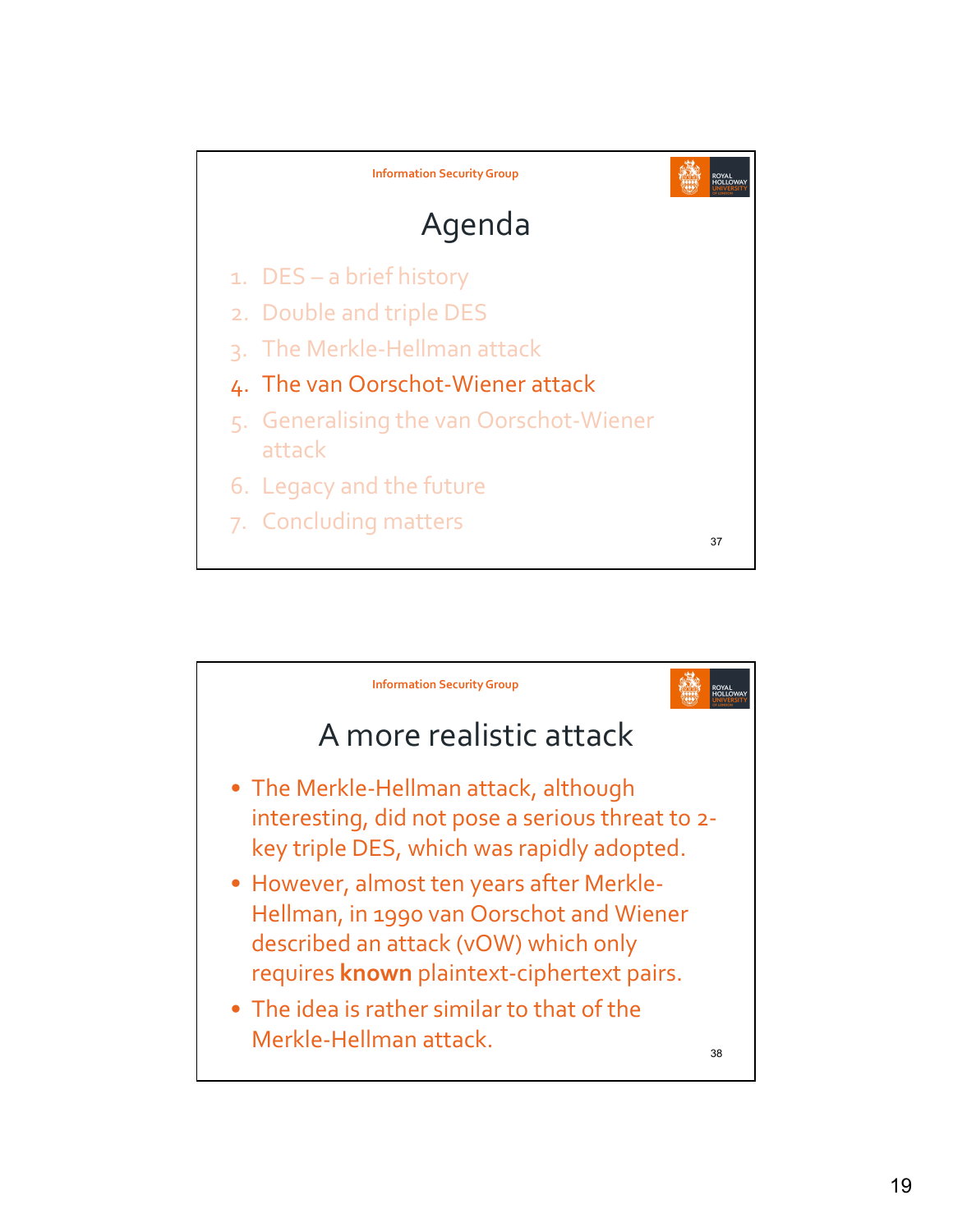## Agenda

1. DES – a brief history
2. Double and triple DES
3. The Merkle-Hellman attack
4. The van Oorschot-Wiener attack
5. Generalising the van Oorschot-Wiener attack
6. Legacy and the future
7. Concluding matters

## A more realistic attack

- The Merkle-Hellman attack, although interesting, did not pose a serious threat to 2-key triple DES, which was rapidly adopted.
- However, almost ten years after Merkle-Hellman, in 1990 van Oorschot and Wiener described an attack (vOW) which only requires **known** plaintext-ciphertext pairs.
- The idea is rather similar to that of the Merkle-Hellman attack.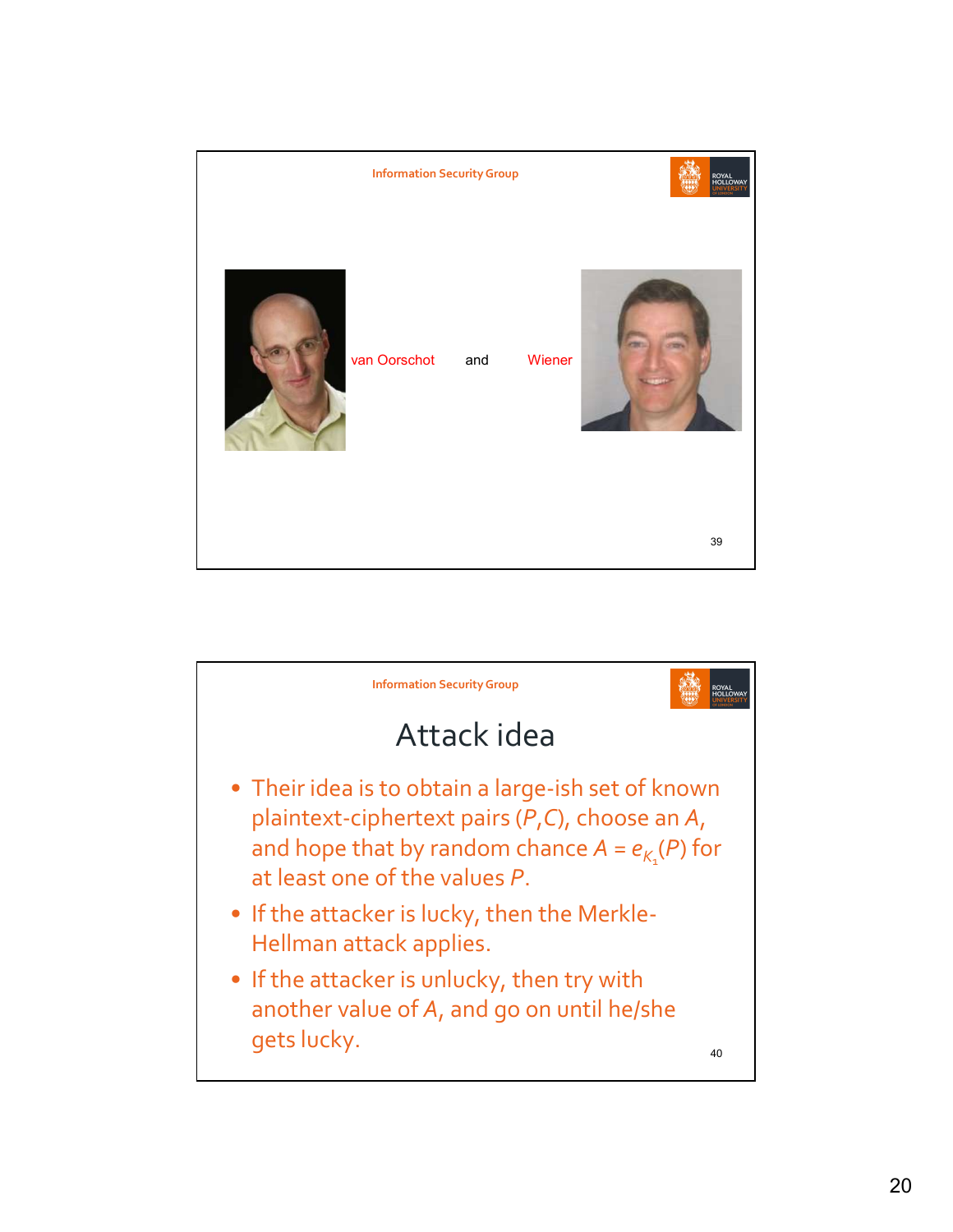van Oorschot and Wiener

## Attack idea

- Their idea is to obtain a large-ish set of known plaintext-ciphertext pairs ($P$,$C$), choose an $A$, and hope that by random chance $A = e_{K_1}(P)$ for at least one of the values $P$.
- If the attacker is lucky, then the Merkle-Hellman attack applies.
- If the attacker is unlucky, then try with another value of $A$, and go on until he/she gets lucky.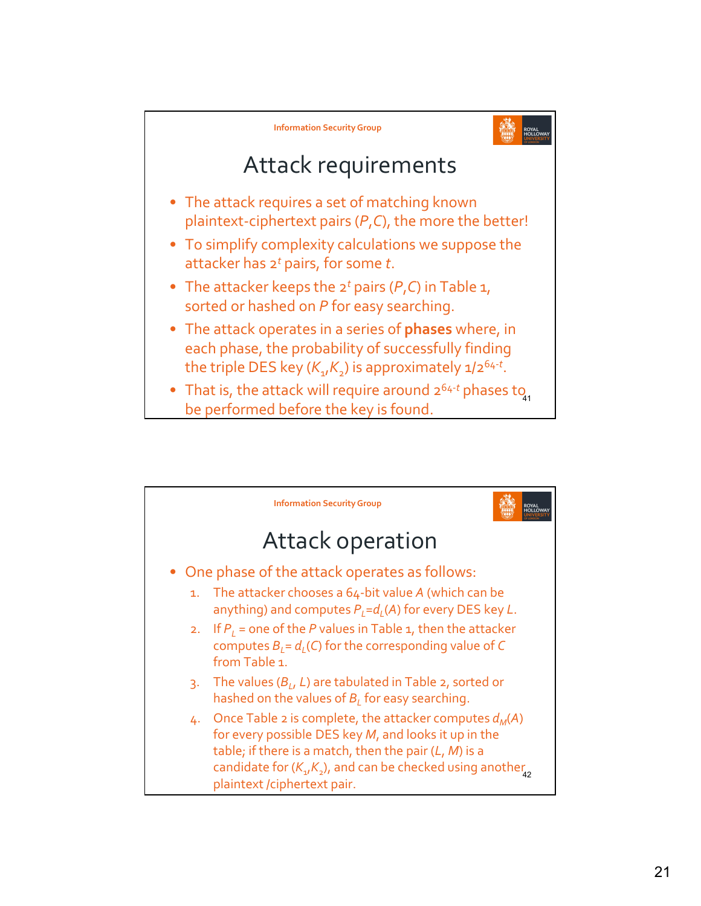## Attack requirements

- The attack requires a set of matching known plaintext-ciphertext pairs $(P,C)$, the more the better!
- To simplify complexity calculations we suppose the attacker has $2^t$ pairs, for some $t$.
- The attacker keeps the $2^t$ pairs $(P,C)$ in Table 1, sorted or hashed on $P$ for easy searching.
- The attack operates in a series of **phases** where, in each phase, the probability of successfully finding the triple DES key $(K_1,K_2)$ is approximately $1/2^{64-t}$.
- That is, the attack will require around $2^{64-t}$ phases to be performed before the key is found.

## Attack operation

- One phase of the attack operates as follows:
  1. The attacker chooses a 64-bit value $A$ (which can be anything) and computes $P_L=d_L(A)$ for every DES key $L$.
  2. If $P_L$ = one of the $P$ values in Table 1, then the attacker computes $B_L= d_L(C)$ for the corresponding value of $C$ from Table 1.
  3. The values $(B_L, L)$ are tabulated in Table 2, sorted or hashed on the values of $B_L$ for easy searching.
  4. Once Table 2 is complete, the attacker computes $d_M(A)$ for every possible DES key $M$, and looks it up in the table; if there is a match, then the pair $(L, M)$ is a candidate for $(K_1,K_2)$, and can be checked using another plaintext /ciphertext pair.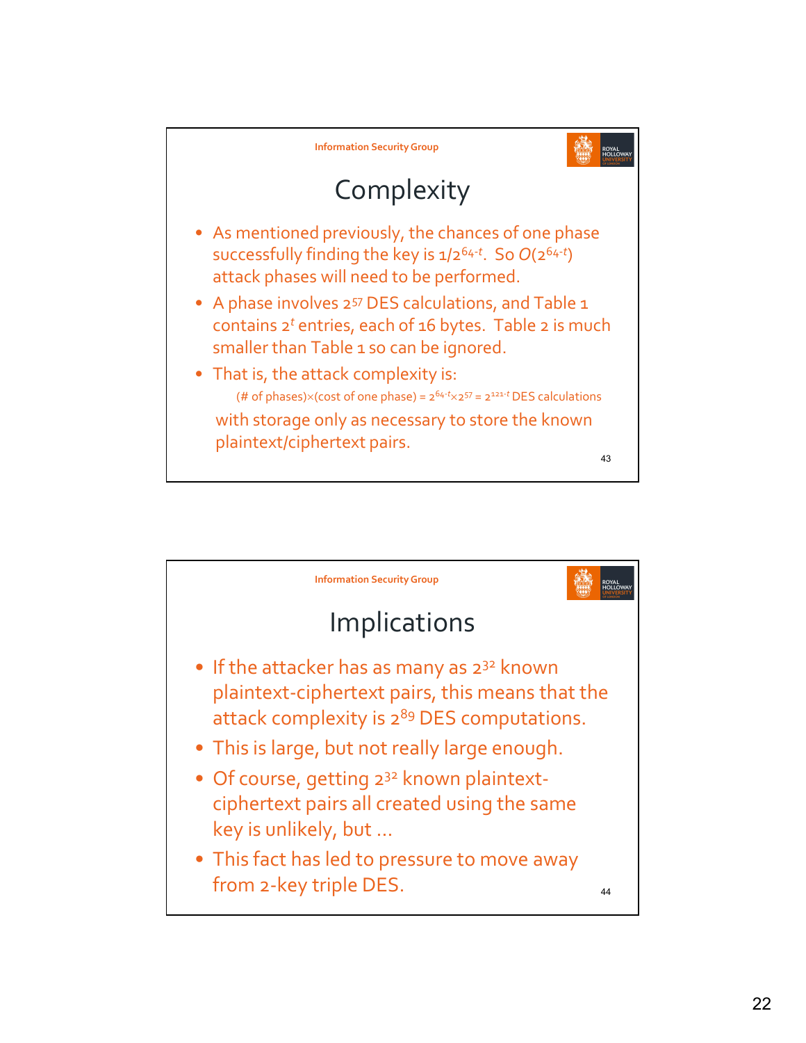## Complexity

- As mentioned previously, the chances of one phase successfully finding the key is $1/2^{64-t}$. So $O(2^{64-t})$ attack phases will need to be performed.
- A phase involves $2^{57}$ DES calculations, and Table 1 contains $2^t$ entries, each of 16 bytes. Table 2 is much smaller than Table 1 so can be ignored.
- That is, the attack complexity is:

  (# of phases)×(cost of one phase) = $2^{64-t} \times 2^{57} = 2^{121-t}$ DES calculations

  with storage only as necessary to store the known plaintext/ciphertext pairs.

## Implications

- If the attacker has as many as $2^{32}$ known plaintext-ciphertext pairs, this means that the attack complexity is $2^{89}$ DES computations.
- This is large, but not really large enough.
- Of course, getting $2^{32}$ known plaintext-ciphertext pairs all created using the same key is unlikely, but …
- This fact has led to pressure to move away from 2-key triple DES.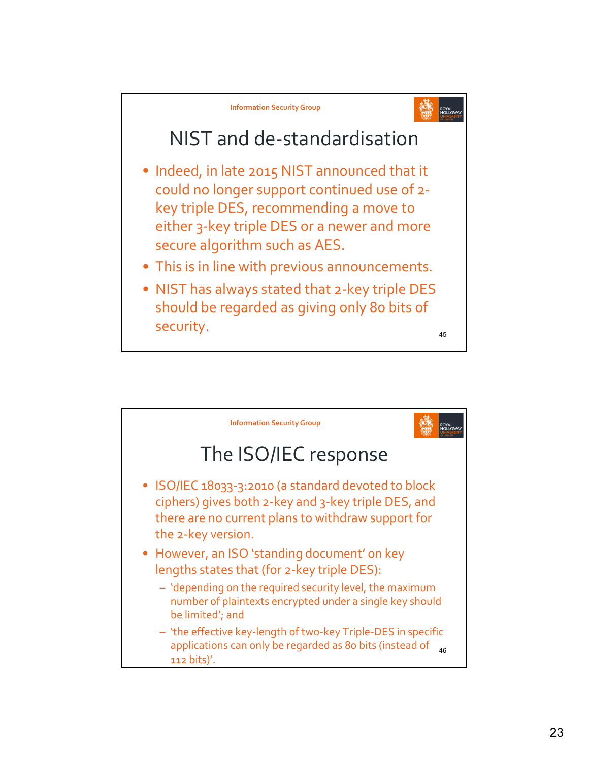## NIST and de-standardisation

- Indeed, in late 2015 NIST announced that it could no longer support continued use of 2-key triple DES, recommending a move to either 3-key triple DES or a newer and more secure algorithm such as AES.
- This is in line with previous announcements.
- NIST has always stated that 2-key triple DES should be regarded as giving only 80 bits of security.

## The ISO/IEC response

- ISO/IEC 18033-3:2010 (a standard devoted to block ciphers) gives both 2-key and 3-key triple DES, and there are no current plans to withdraw support for the 2-key version.
- However, an ISO 'standing document' on key lengths states that (for 2-key triple DES):
  - 'depending on the required security level, the maximum number of plaintexts encrypted under a single key should be limited'; and
  - 'the effective key-length of two-key Triple-DES in specific applications can only be regarded as 80 bits (instead of 112 bits)'.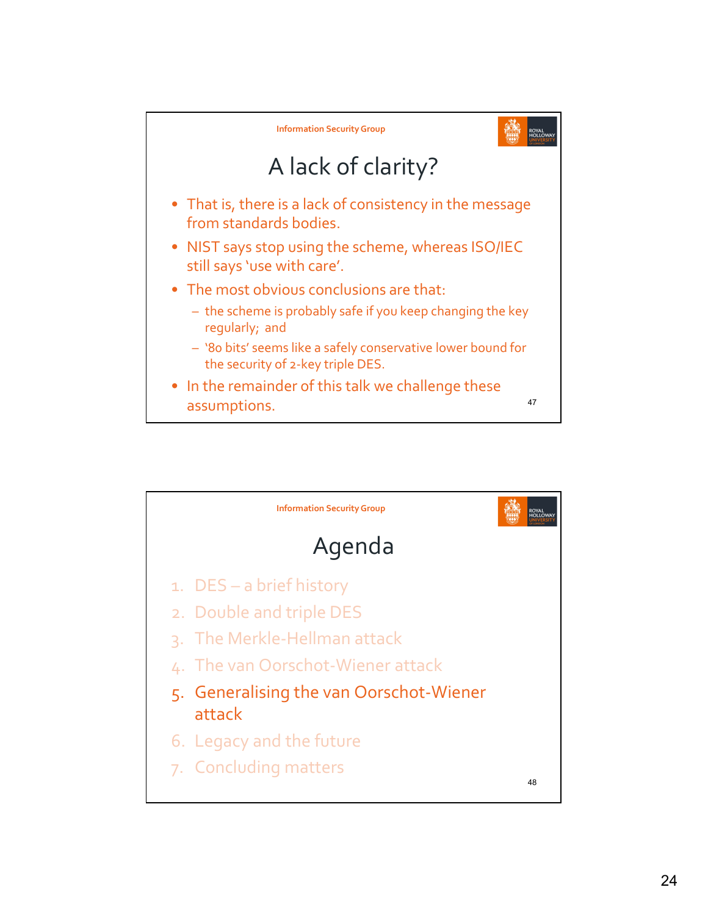## A lack of clarity?

- That is, there is a lack of consistency in the message from standards bodies.
- NIST says stop using the scheme, whereas ISO/IEC still says 'use with care'.
- The most obvious conclusions are that:
  - the scheme is probably safe if you keep changing the key regularly; and
  - '80 bits' seems like a safely conservative lower bound for the security of 2-key triple DES.
- In the remainder of this talk we challenge these assumptions.

## Agenda

1. DES – a brief history
2. Double and triple DES
3. The Merkle-Hellman attack
4. The van Oorschot-Wiener attack
5. Generalising the van Oorschot-Wiener attack
6. Legacy and the future
7. Concluding matters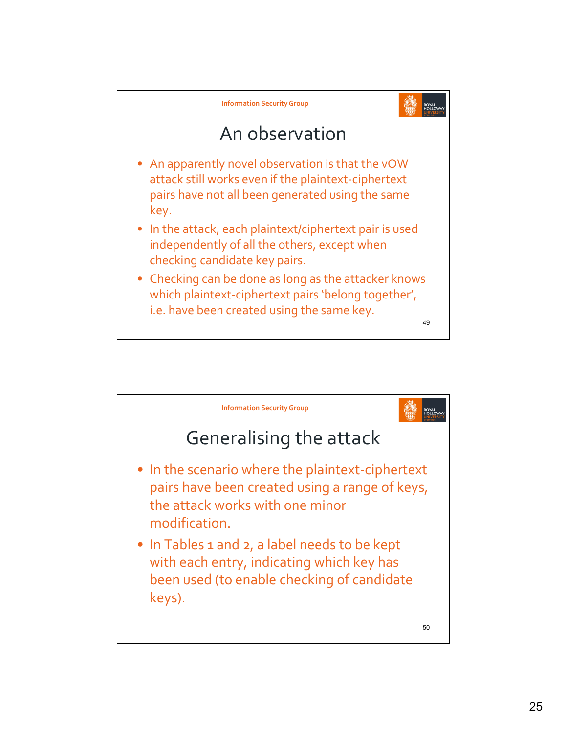## An observation

- An apparently novel observation is that the vOW attack still works even if the plaintext-ciphertext pairs have not all been generated using the same key.
- In the attack, each plaintext/ciphertext pair is used independently of all the others, except when checking candidate key pairs.
- Checking can be done as long as the attacker knows which plaintext-ciphertext pairs 'belong together', i.e. have been created using the same key.

## Generalising the attack

- In the scenario where the plaintext-ciphertext pairs have been created using a range of keys, the attack works with one minor modification.
- In Tables 1 and 2, a label needs to be kept with each entry, indicating which key has been used (to enable checking of candidate keys).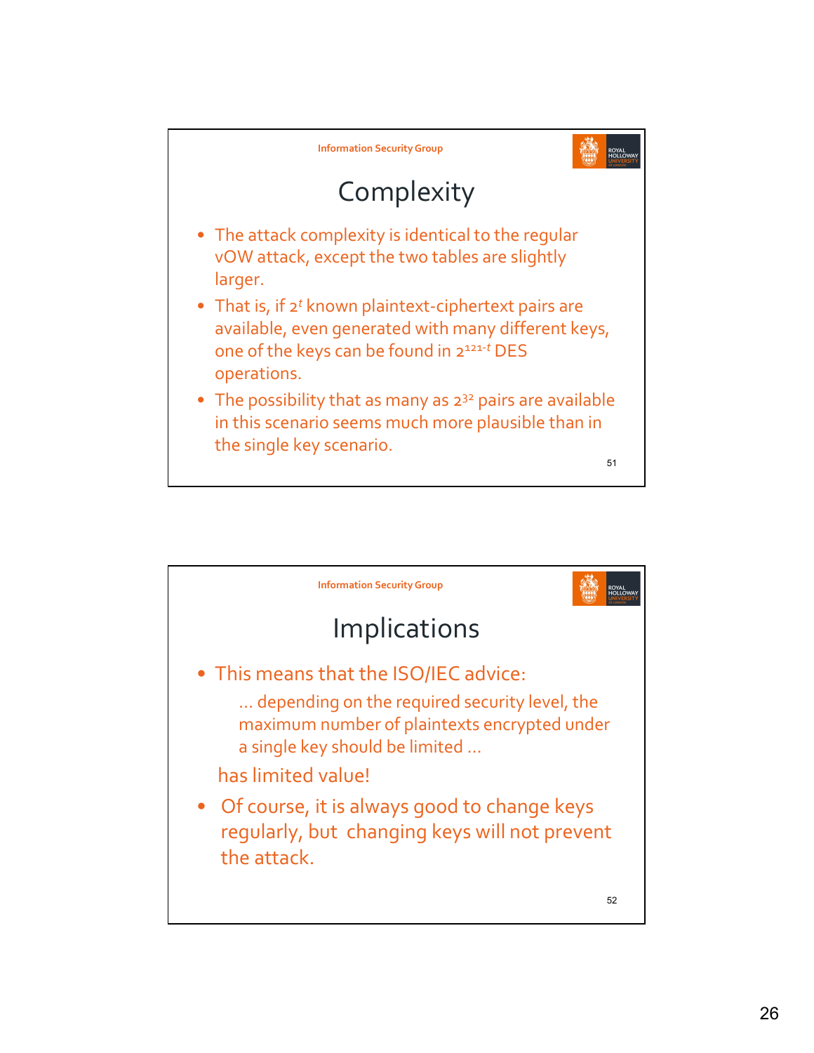## Complexity

- The attack complexity is identical to the regular vOW attack, except the two tables are slightly larger.
- That is, if $2^t$ known plaintext-ciphertext pairs are available, even generated with many different keys, one of the keys can be found in $2^{121-t}$ DES operations.
- The possibility that as many as $2^{32}$ pairs are available in this scenario seems much more plausible than in the single key scenario.

## Implications

- This means that the ISO/IEC advice:

  … depending on the required security level, the maximum number of plaintexts encrypted under a single key should be limited …

  has limited value!

- Of course, it is always good to change keys regularly, but changing keys will not prevent the attack.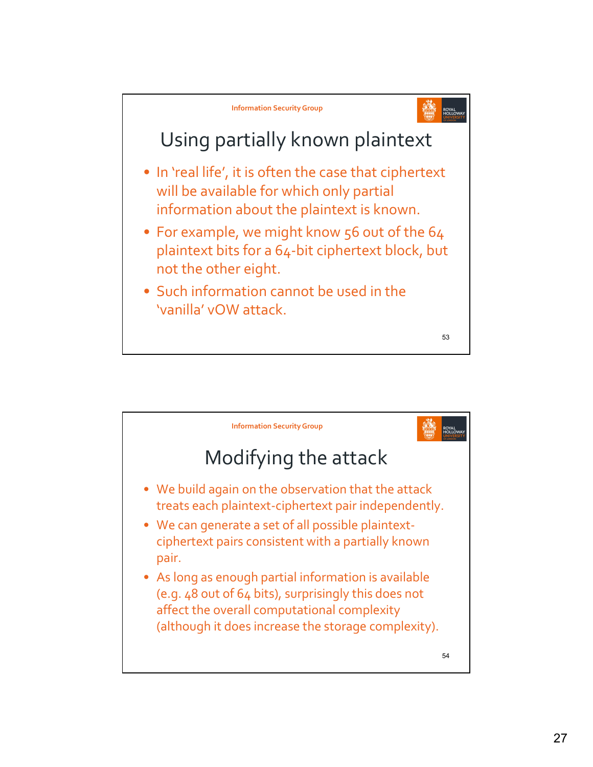## Using partially known plaintext

- In 'real life', it is often the case that ciphertext will be available for which only partial information about the plaintext is known.
- For example, we might know 56 out of the 64 plaintext bits for a 64-bit ciphertext block, but not the other eight.
- Such information cannot be used in the 'vanilla' vOW attack.

## Modifying the attack

- We build again on the observation that the attack treats each plaintext-ciphertext pair independently.
- We can generate a set of all possible plaintext-ciphertext pairs consistent with a partially known pair.
- As long as enough partial information is available (e.g. 48 out of 64 bits), surprisingly this does not affect the overall computational complexity (although it does increase the storage complexity).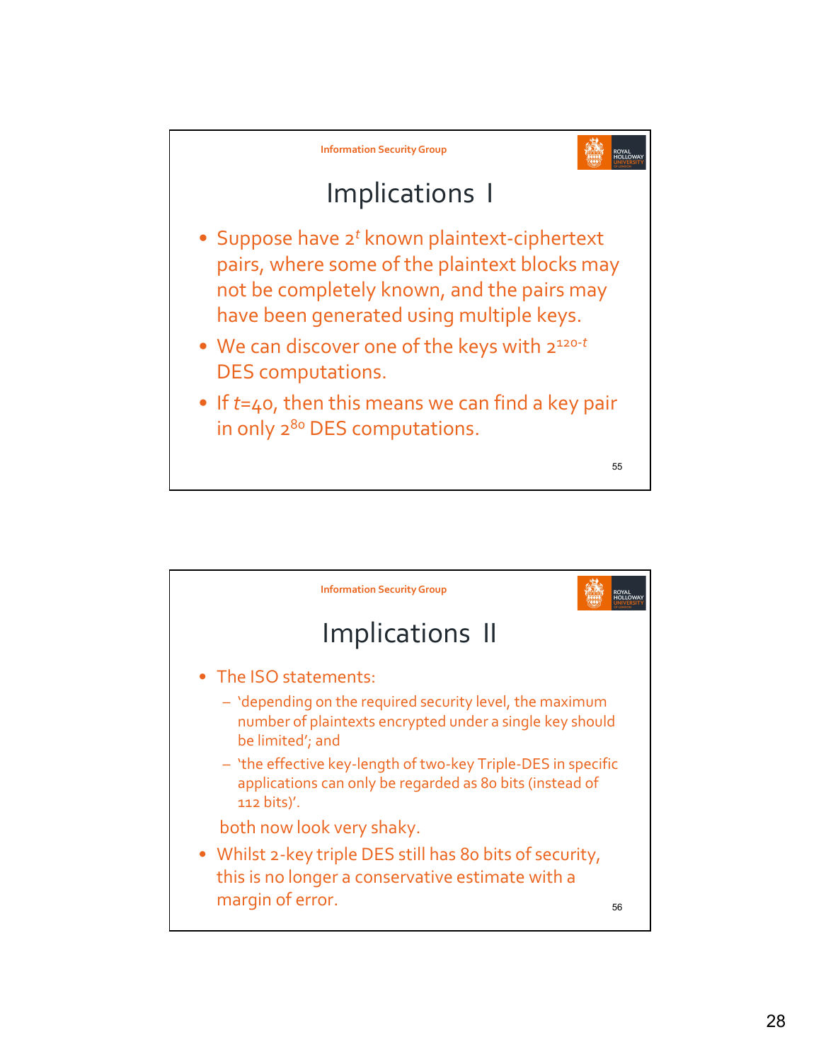# Implications I

- Suppose have $2^t$ known plaintext-ciphertext pairs, where some of the plaintext blocks may not be completely known, and the pairs may have been generated using multiple keys.
- We can discover one of the keys with $2^{120-t}$ DES computations.
- If $t$=40, then this means we can find a key pair in only $2^{80}$ DES computations.

# Implications II

- The ISO statements:
  - 'depending on the required security level, the maximum number of plaintexts encrypted under a single key should be limited'; and
  - 'the effective key-length of two-key Triple-DES in specific applications can only be regarded as 80 bits (instead of 112 bits)'.

  both now look very shaky.
- Whilst 2-key triple DES still has 80 bits of security, this is no longer a conservative estimate with a margin of error.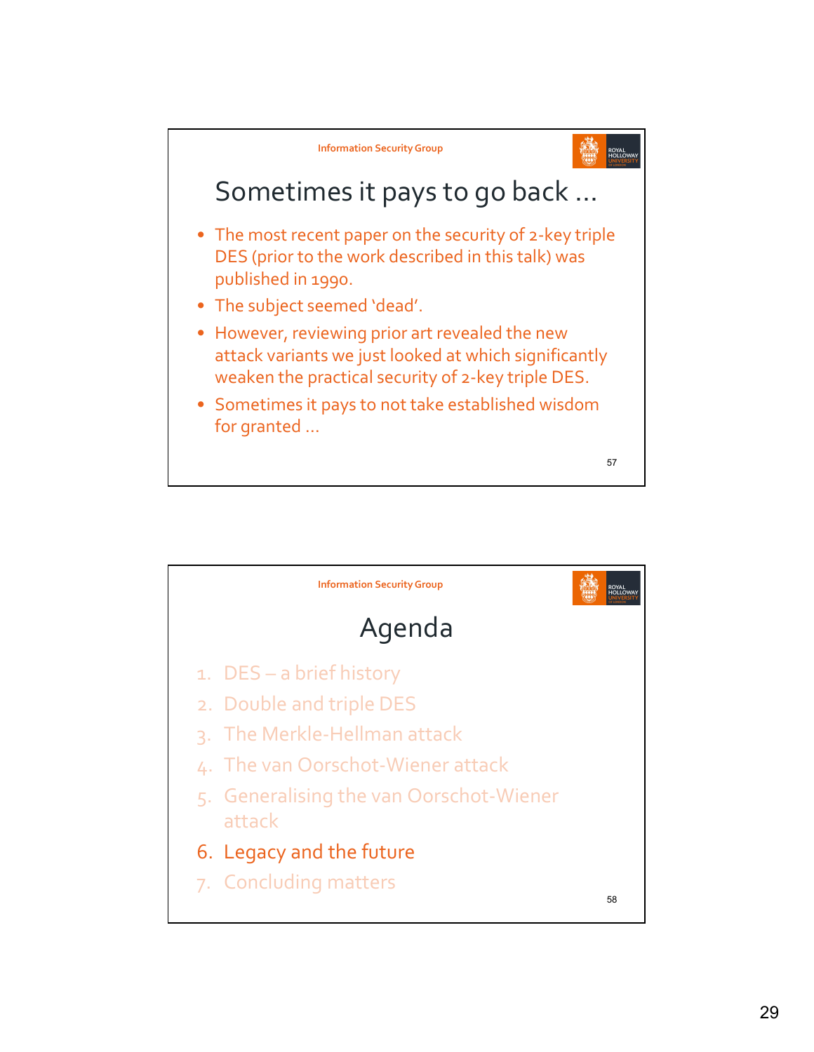## Sometimes it pays to go back ...

- The most recent paper on the security of 2-key triple DES (prior to the work described in this talk) was published in 1990.
- The subject seemed 'dead'.
- However, reviewing prior art revealed the new attack variants we just looked at which significantly weaken the practical security of 2-key triple DES.
- Sometimes it pays to not take established wisdom for granted ...

## Agenda

1. DES – a brief history
2. Double and triple DES
3. The Merkle-Hellman attack
4. The van Oorschot-Wiener attack
5. Generalising the van Oorschot-Wiener attack
6. Legacy and the future
7. Concluding matters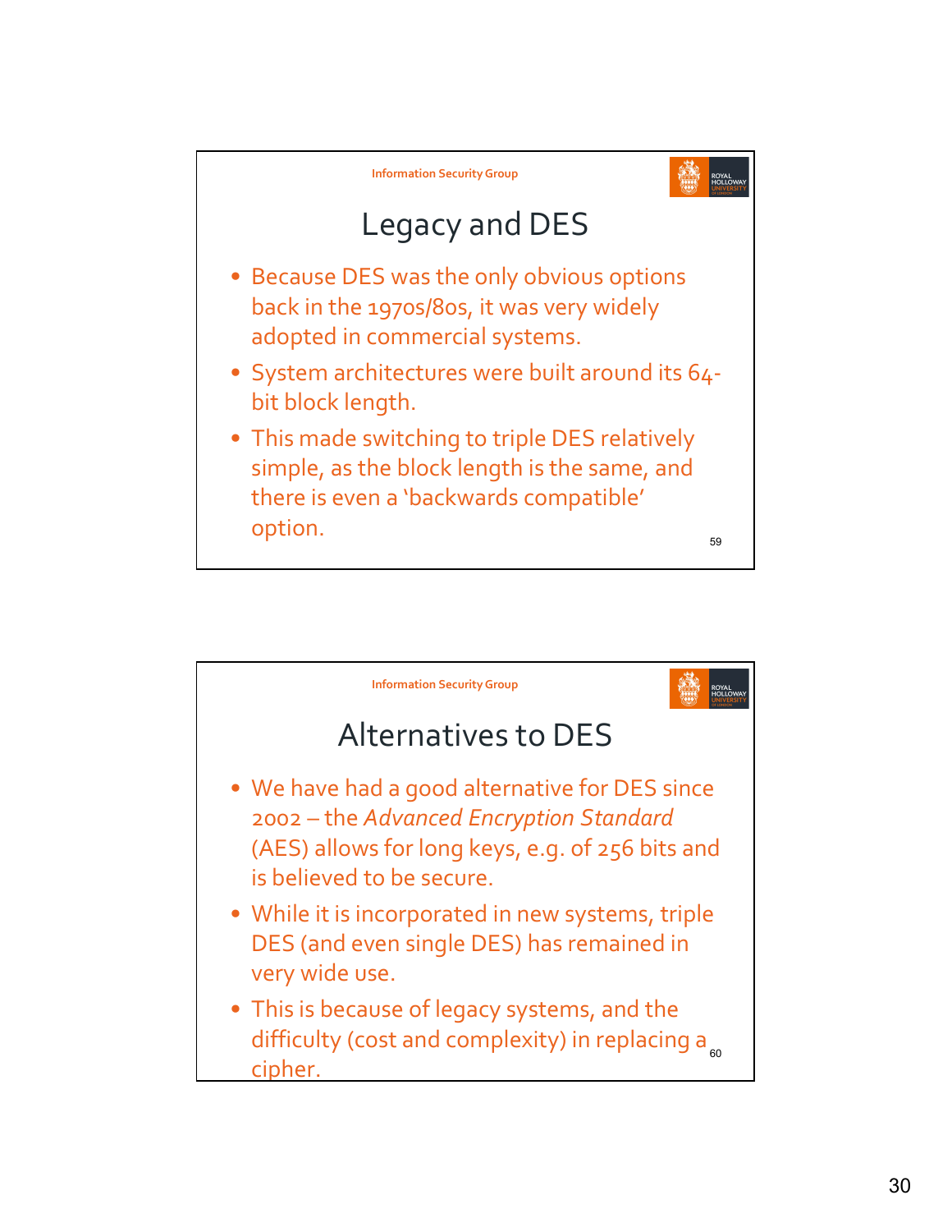## Legacy and DES

- Because DES was the only obvious options back in the 1970s/80s, it was very widely adopted in commercial systems.
- System architectures were built around its 64-bit block length.
- This made switching to triple DES relatively simple, as the block length is the same, and there is even a 'backwards compatible' option.

## Alternatives to DES

- We have had a good alternative for DES since 2002 – the *Advanced Encryption Standard* (AES) allows for long keys, e.g. of 256 bits and is believed to be secure.
- While it is incorporated in new systems, triple DES (and even single DES) has remained in very wide use.
- This is because of legacy systems, and the difficulty (cost and complexity) in replacing a cipher.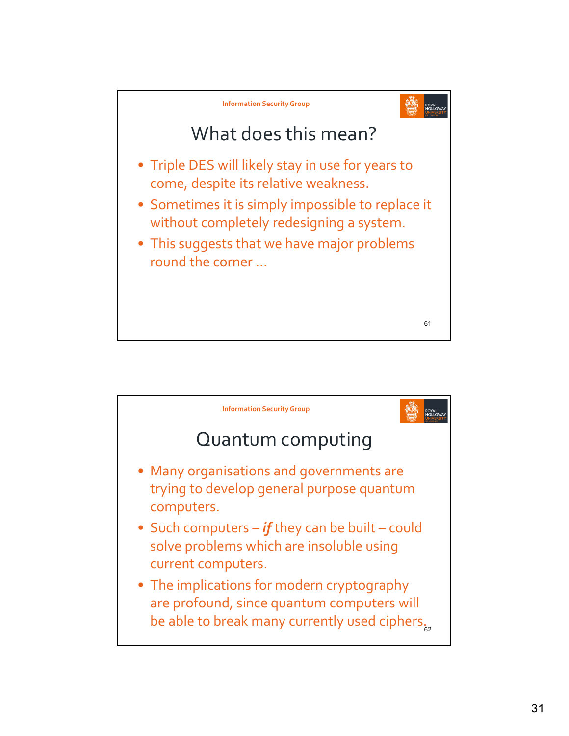## What does this mean?

- Triple DES will likely stay in use for years to come, despite its relative weakness.
- Sometimes it is simply impossible to replace it without completely redesigning a system.
- This suggests that we have major problems round the corner …

## Quantum computing

- Many organisations and governments are trying to develop general purpose quantum computers.
- Such computers – ***if*** they can be built – could solve problems which are insoluble using current computers.
- The implications for modern cryptography are profound, since quantum computers will be able to break many currently used ciphers.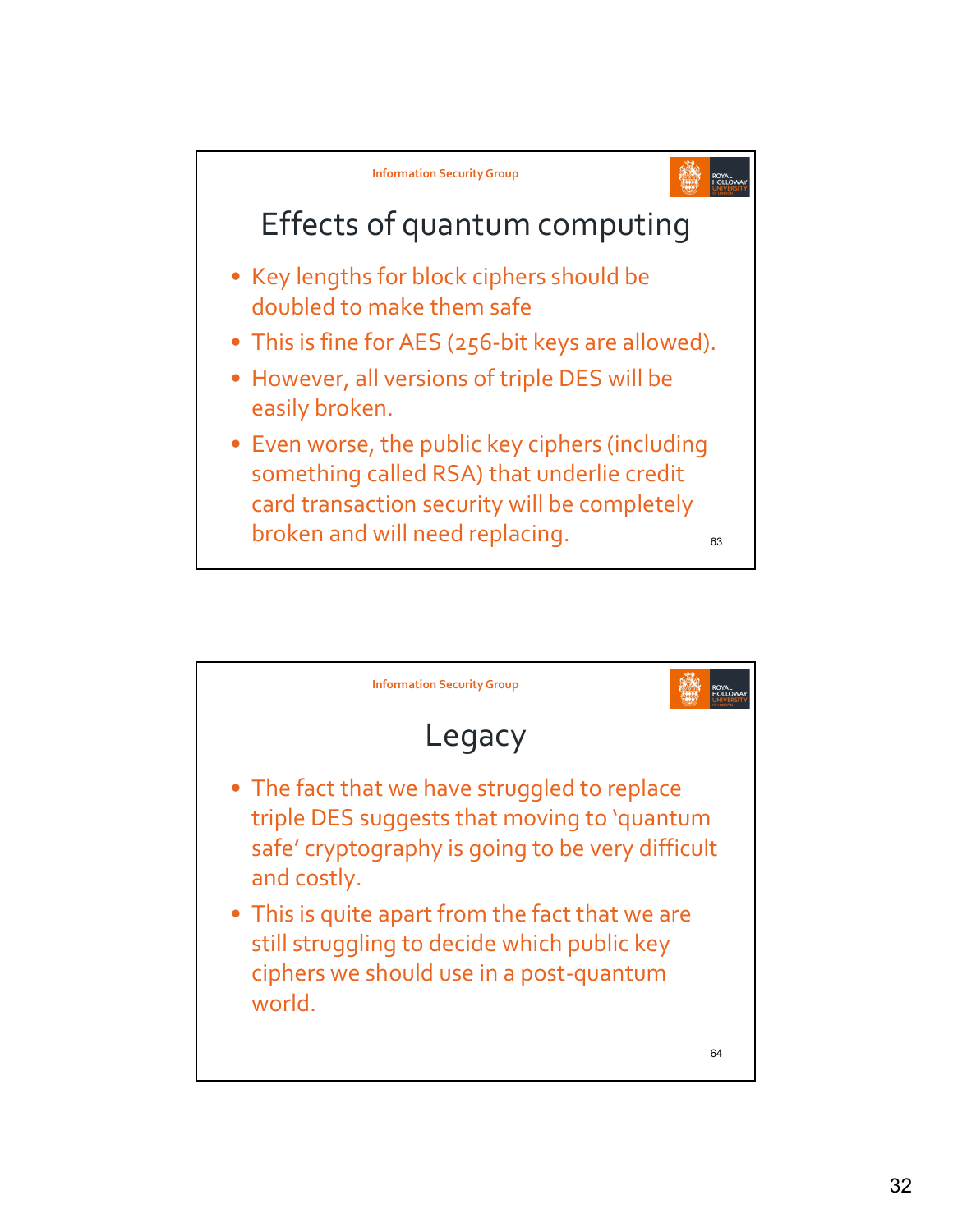## Effects of quantum computing

- Key lengths for block ciphers should be doubled to make them safe
- This is fine for AES (256-bit keys are allowed).
- However, all versions of triple DES will be easily broken.
- Even worse, the public key ciphers (including something called RSA) that underlie credit card transaction security will be completely broken and will need replacing.

## Legacy

- The fact that we have struggled to replace triple DES suggests that moving to 'quantum safe' cryptography is going to be very difficult and costly.
- This is quite apart from the fact that we are still struggling to decide which public key ciphers we should use in a post-quantum world.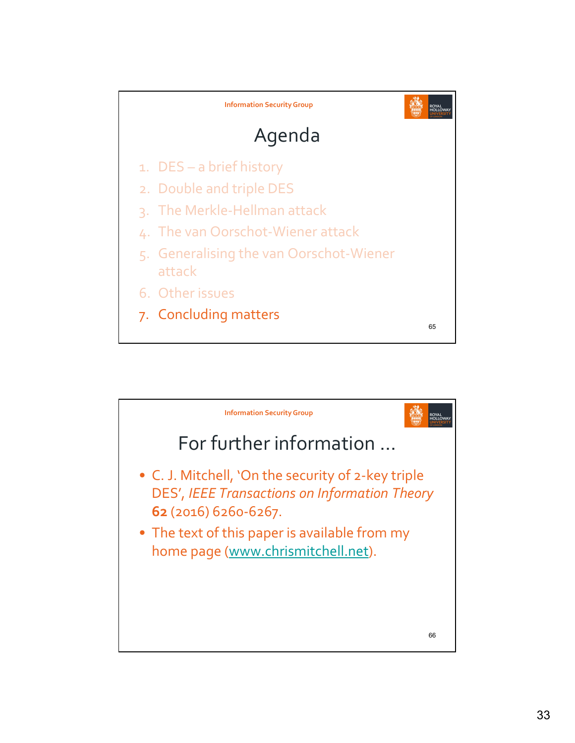## Agenda

1. DES – a brief history
2. Double and triple DES
3. The Merkle-Hellman attack
4. The van Oorschot-Wiener attack
5. Generalising the van Oorschot-Wiener attack
6. Other issues
7. Concluding matters

## For further information ...

- C. J. Mitchell, 'On the security of 2-key triple DES', *IEEE Transactions on Information Theory* **62** (2016) 6260-6267.
- The text of this paper is available from my home page (www.chrismitchell.net).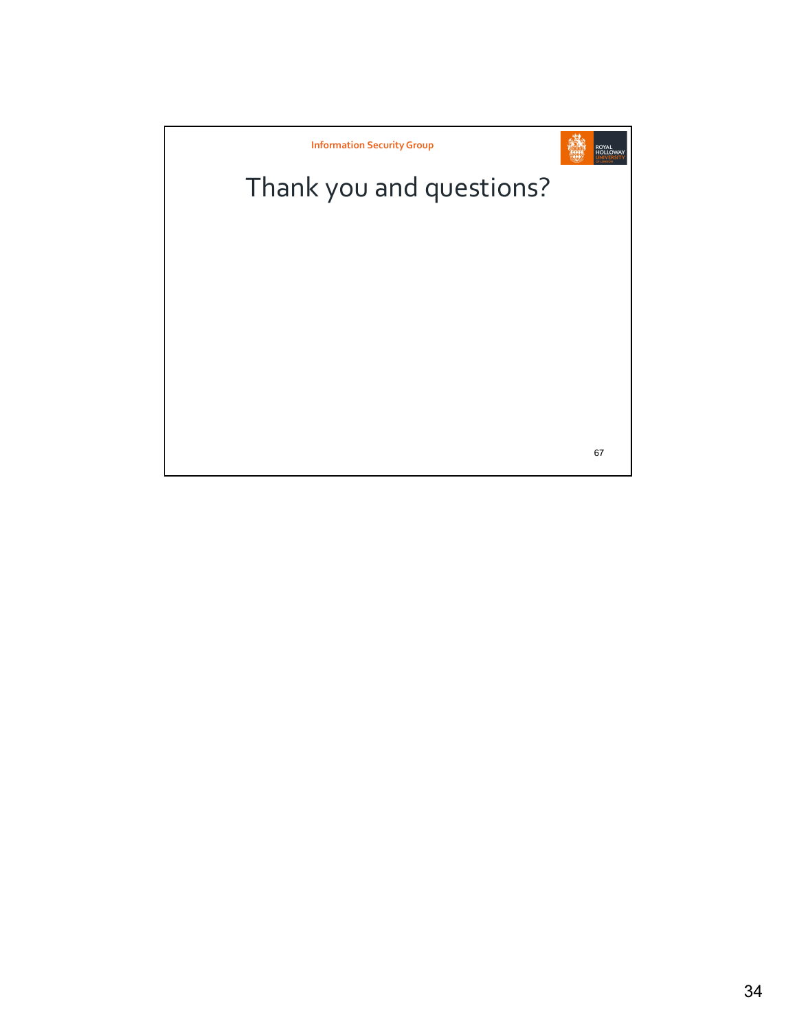# Thank you and questions?